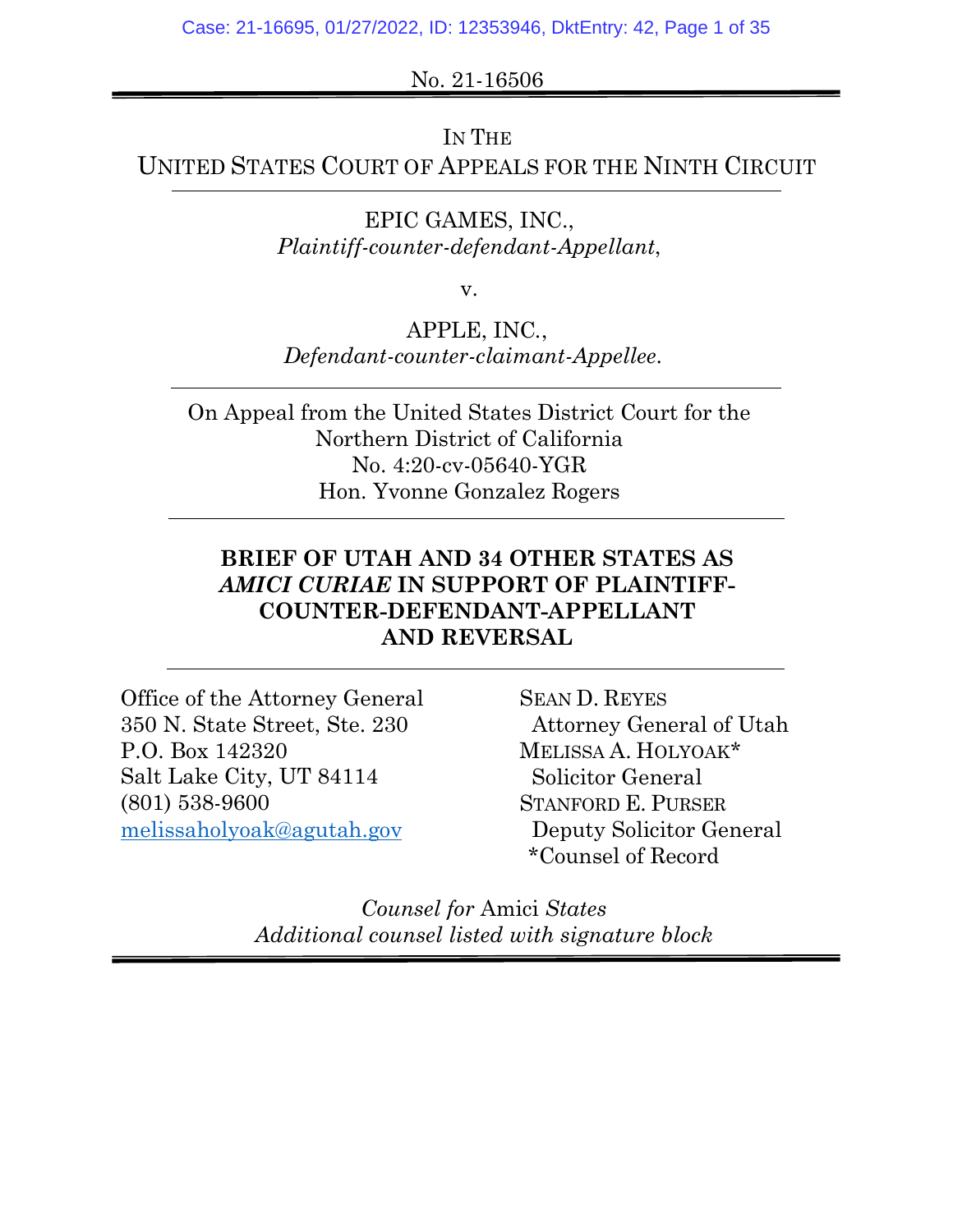No. 21-16506

IN THE
UNITED STATES COURT OF APPEALS FOR THE NINTH CIRCUIT

EPIC GAMES, INC.,
*Plaintiff-counter-defendant-Appellant*,

v.

APPLE, INC.,
*Defendant-counter-claimant-Appellee*.

On Appeal from the United States District Court for the
Northern District of California
No. 4:20-cv-05640-YGR
Hon. Yvonne Gonzalez Rogers

**BRIEF OF UTAH AND 34 OTHER STATES AS *AMICI CURIAE* IN SUPPORT OF PLAINTIFF-COUNTER-DEFENDANT-APPELLANT AND REVERSAL**

Office of the Attorney General
350 N. State Street, Ste. 230
P.O. Box 142320
Salt Lake City, UT 84114
(801) 538-9600
melissaholyoak@agutah.gov

SEAN D. REYES
Attorney General of Utah
MELISSA A. HOLYOAK*
Solicitor General
STANFORD E. PURSER
Deputy Solicitor General
*Counsel of Record

*Counsel for* Amici *States*
*Additional counsel listed with signature block*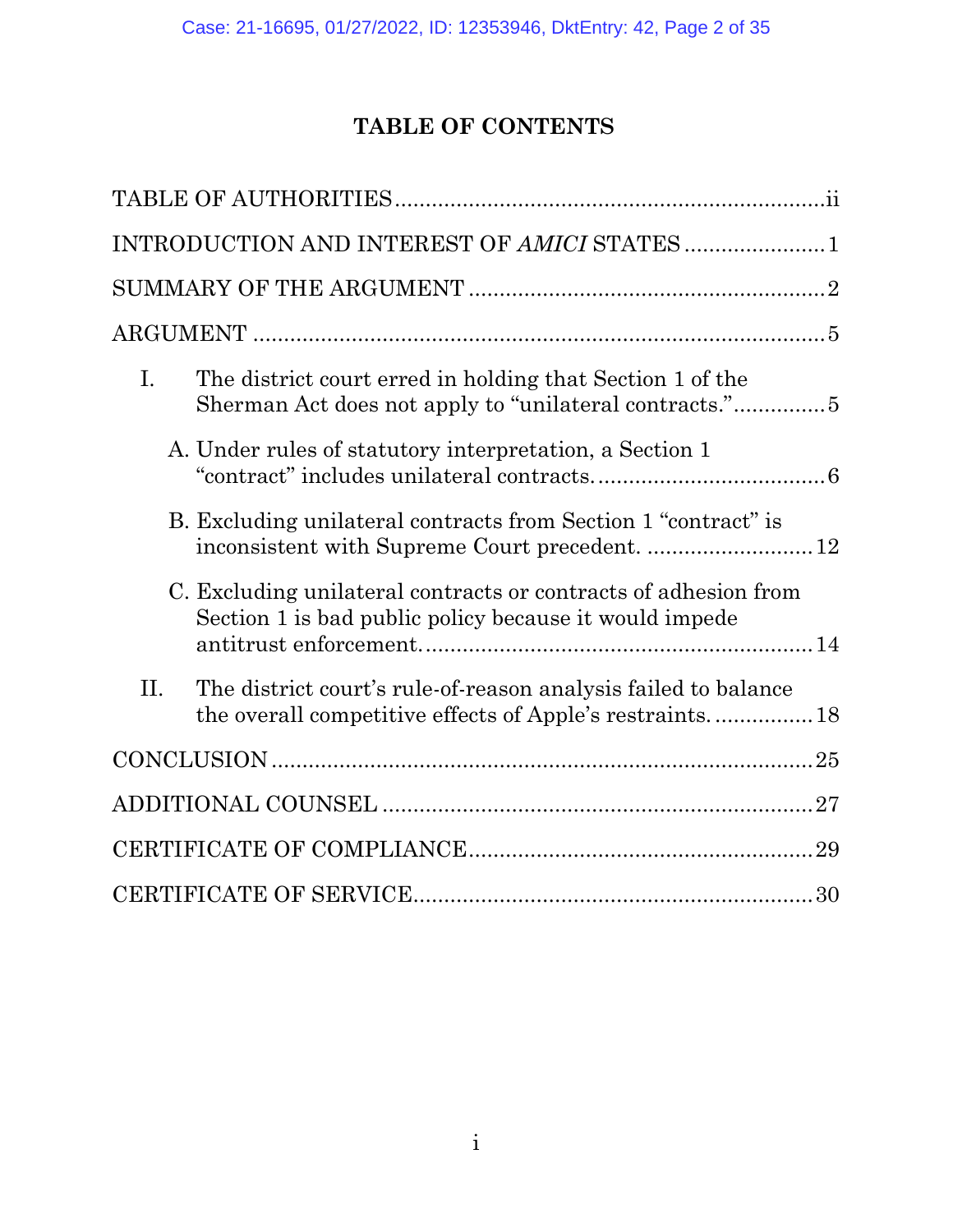# TABLE OF CONTENTS

TABLE OF AUTHORITIES....................................................................ii

INTRODUCTION AND INTEREST OF *AMICI* STATES .......................1

SUMMARY OF THE ARGUMENT .........................................................2

ARGUMENT ..........................................................................................5

I. The district court erred in holding that Section 1 of the Sherman Act does not apply to "unilateral contracts." ...............5

  A. Under rules of statutory interpretation, a Section 1 "contract" includes unilateral contracts. ....................................6

  B. Excluding unilateral contracts from Section 1 "contract" is inconsistent with Supreme Court precedent. ...........................12

  C. Excluding unilateral contracts or contracts of adhesion from Section 1 is bad public policy because it would impede antitrust enforcement. ..............................................................14

II. The district court's rule-of-reason analysis failed to balance the overall competitive effects of Apple's restraints. ................18

CONCLUSION .....................................................................................25

ADDITIONAL COUNSEL ....................................................................27

CERTIFICATE OF COMPLIANCE.......................................................29

CERTIFICATE OF SERVICE...............................................................30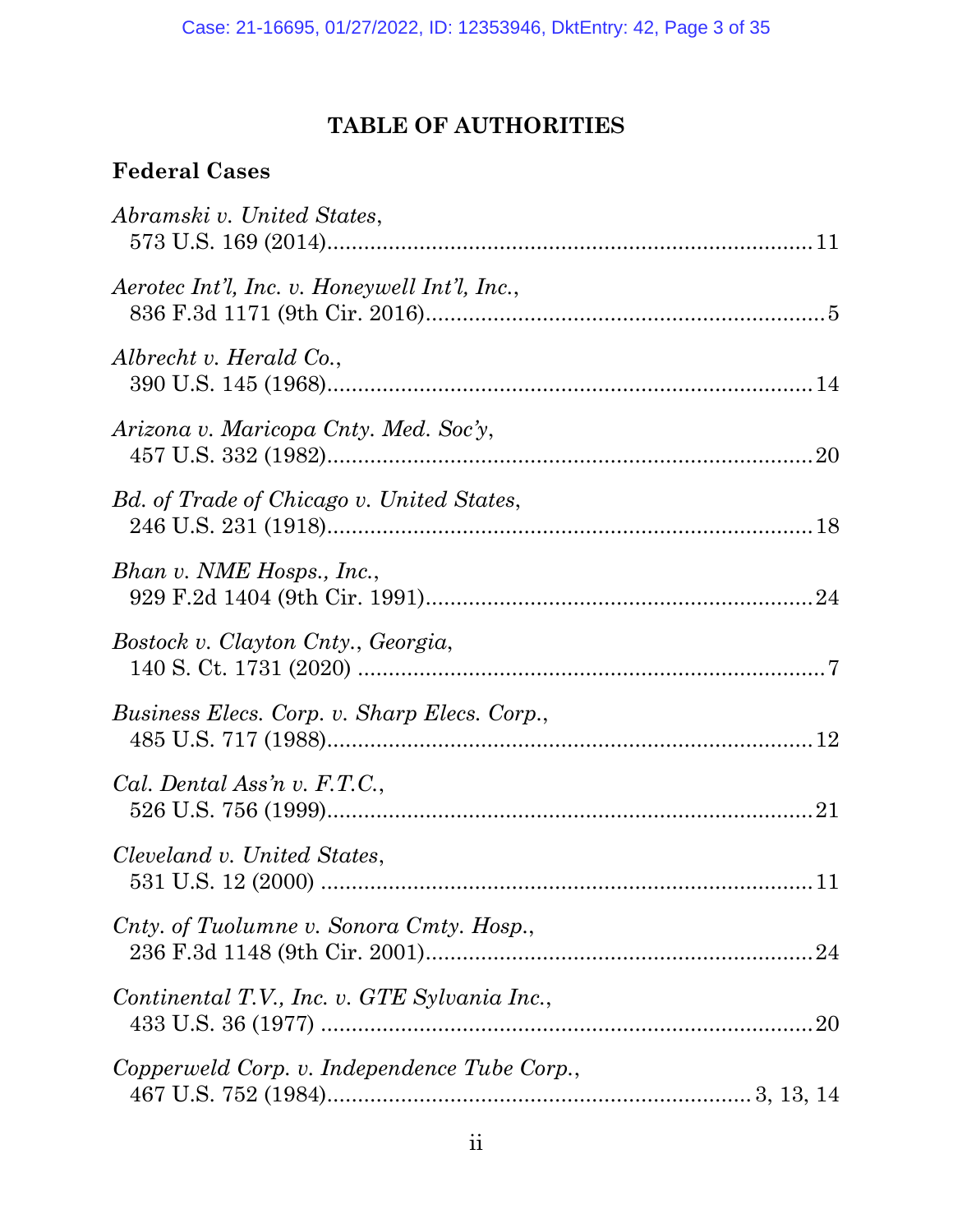# TABLE OF AUTHORITIES

## Federal Cases

*Abramski v. United States*,
573 U.S. 169 (2014)........................................................................11

*Aerotec Int'l, Inc. v. Honeywell Int'l, Inc.*,
836 F.3d 1171 (9th Cir. 2016)...........................................................5

*Albrecht v. Herald Co.*,
390 U.S. 145 (1968)........................................................................14

*Arizona v. Maricopa Cnty. Med. Soc'y*,
457 U.S. 332 (1982)........................................................................20

*Bd. of Trade of Chicago v. United States*,
246 U.S. 231 (1918)........................................................................18

*Bhan v. NME Hosps., Inc.*,
929 F.2d 1404 (9th Cir. 1991)..........................................................24

*Bostock v. Clayton Cnty., Georgia*,
140 S. Ct. 1731 (2020) .......................................................................7

*Business Elecs. Corp. v. Sharp Elecs. Corp.*,
485 U.S. 717 (1988)........................................................................12

*Cal. Dental Ass'n v. F.T.C.*,
526 U.S. 756 (1999)........................................................................21

*Cleveland v. United States*,
531 U.S. 12 (2000) ..........................................................................11

*Cnty. of Tuolumne v. Sonora Cmty. Hosp.*,
236 F.3d 1148 (9th Cir. 2001)..........................................................24

*Continental T.V., Inc. v. GTE Sylvania Inc.*,
433 U.S. 36 (1977) ..........................................................................20

*Copperweld Corp. v. Independence Tube Corp.*,
467 U.S. 752 (1984).............................................................3, 13, 14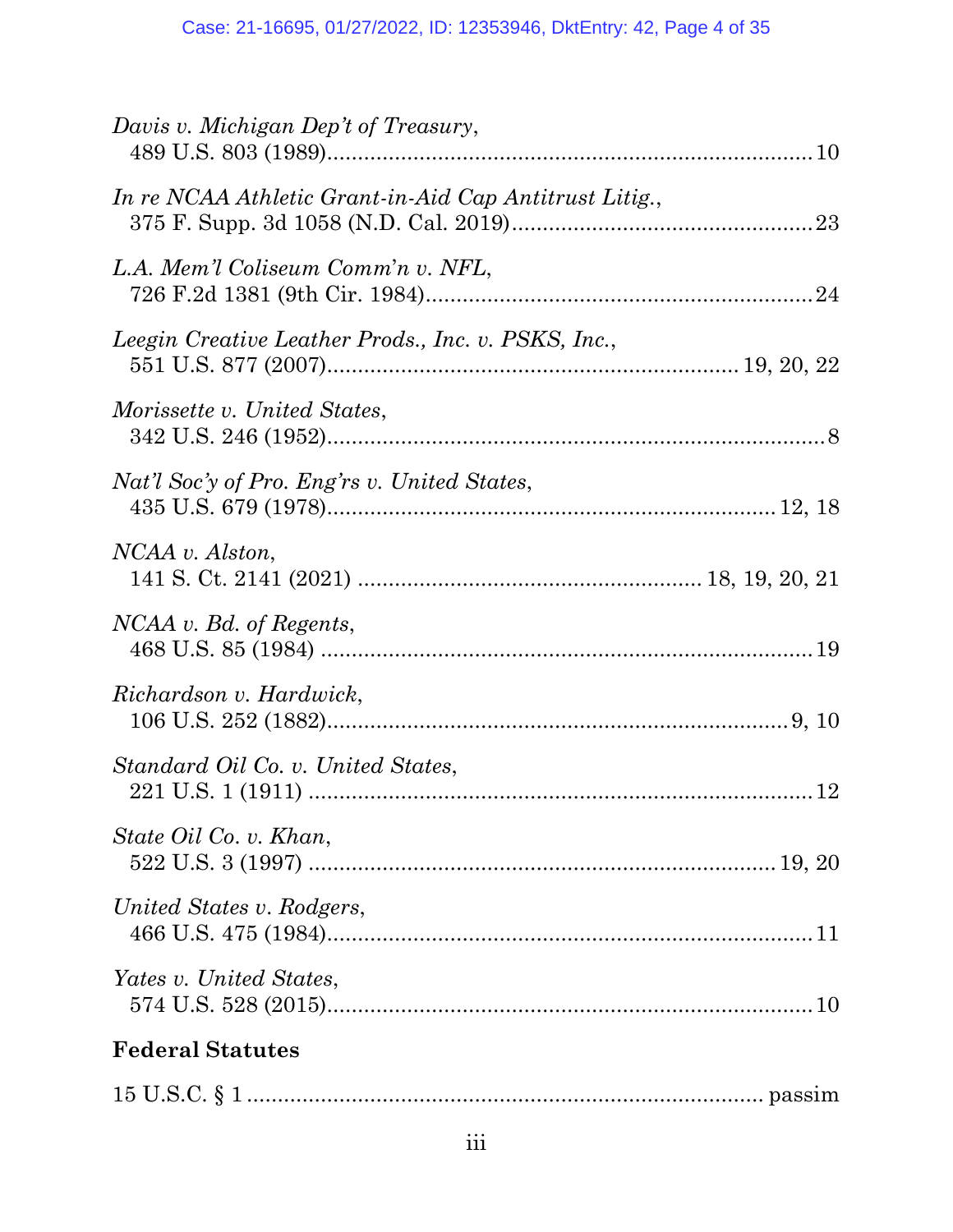*Davis v. Michigan Dep't of Treasury*,
489 U.S. 803 (1989)..............................................................................10

*In re NCAA Athletic Grant-in-Aid Cap Antitrust Litig.*,
375 F. Supp. 3d 1058 (N.D. Cal. 2019)................................................23

*L.A. Mem'l Coliseum Comm'n v. NFL*,
726 F.2d 1381 (9th Cir. 1984)..............................................................24

*Leegin Creative Leather Prods., Inc. v. PSKS, Inc.*,
551 U.S. 877 (2007)................................................................19, 20, 22

*Morissette v. United States*,
342 U.S. 246 (1952)................................................................................8

*Nat'l Soc'y of Pro. Eng'rs v. United States*,
435 U.S. 679 (1978)........................................................................12, 18

*NCAA v. Alston*,
141 S. Ct. 2141 (2021) ......................................................18, 19, 20, 21

*NCAA v. Bd. of Regents*,
468 U.S. 85 (1984) ...............................................................................19

*Richardson v. Hardwick*,
106 U.S. 252 (1882)..........................................................................9, 10

*Standard Oil Co. v. United States*,
221 U.S. 1 (1911) .................................................................................12

*State Oil Co. v. Khan*,
522 U.S. 3 (1997) ...........................................................................19, 20

*United States v. Rodgers*,
466 U.S. 475 (1984)...............................................................................11

*Yates v. United States*,
574 U.S. 528 (2015)...............................................................................10

**Federal Statutes**

15 U.S.C. § 1 ................................................................................... passim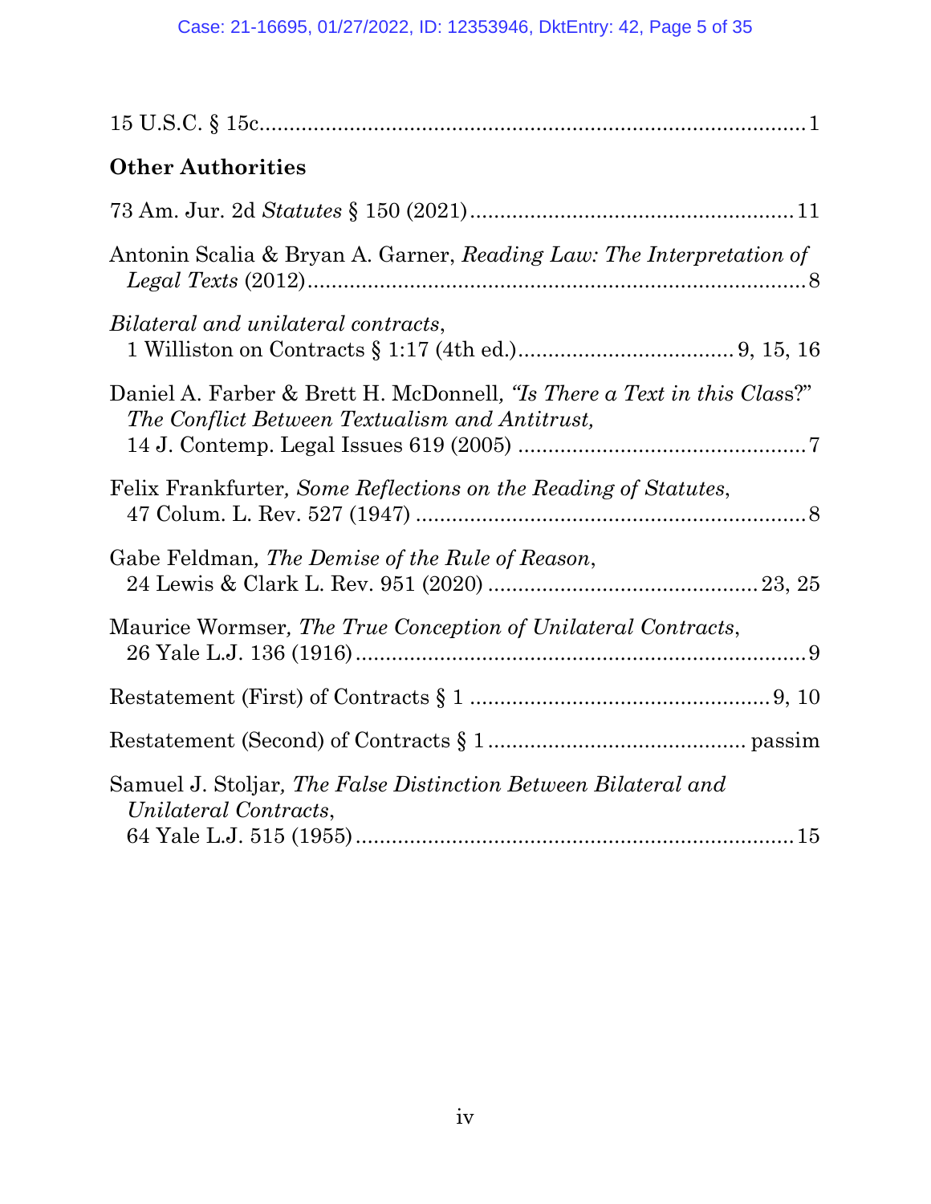15 U.S.C. § 15c........................................................................................1

**Other Authorities**

73 Am. Jur. 2d *Statutes* § 150 (2021)......................................................11

Antonin Scalia & Bryan A. Garner, *Reading Law: The Interpretation of Legal Texts* (2012)..................................................................................8

*Bilateral and unilateral contracts*,
1 Williston on Contracts § 1:17 (4th ed.)...................................9, 15, 16

Daniel A. Farber & Brett H. McDonnell, *"Is There a Text in this Class?" The Conflict Between Textualism and Antitrust,*
14 J. Contemp. Legal Issues 619 (2005) ................................................7

Felix Frankfurter, *Some Reflections on the Reading of Statutes*,
47 Colum. L. Rev. 527 (1947) .................................................................8

Gabe Feldman, *The Demise of the Rule of Reason*,
24 Lewis & Clark L. Rev. 951 (2020) ............................................23, 25

Maurice Wormser, *The True Conception of Unilateral Contracts*,
26 Yale L.J. 136 (1916)............................................................................9

Restatement (First) of Contracts § 1 .................................................9, 10

Restatement (Second) of Contracts § 1 .......................................... passim

Samuel J. Stoljar, *The False Distinction Between Bilateral and Unilateral Contracts*,
64 Yale L.J. 515 (1955)..........................................................................15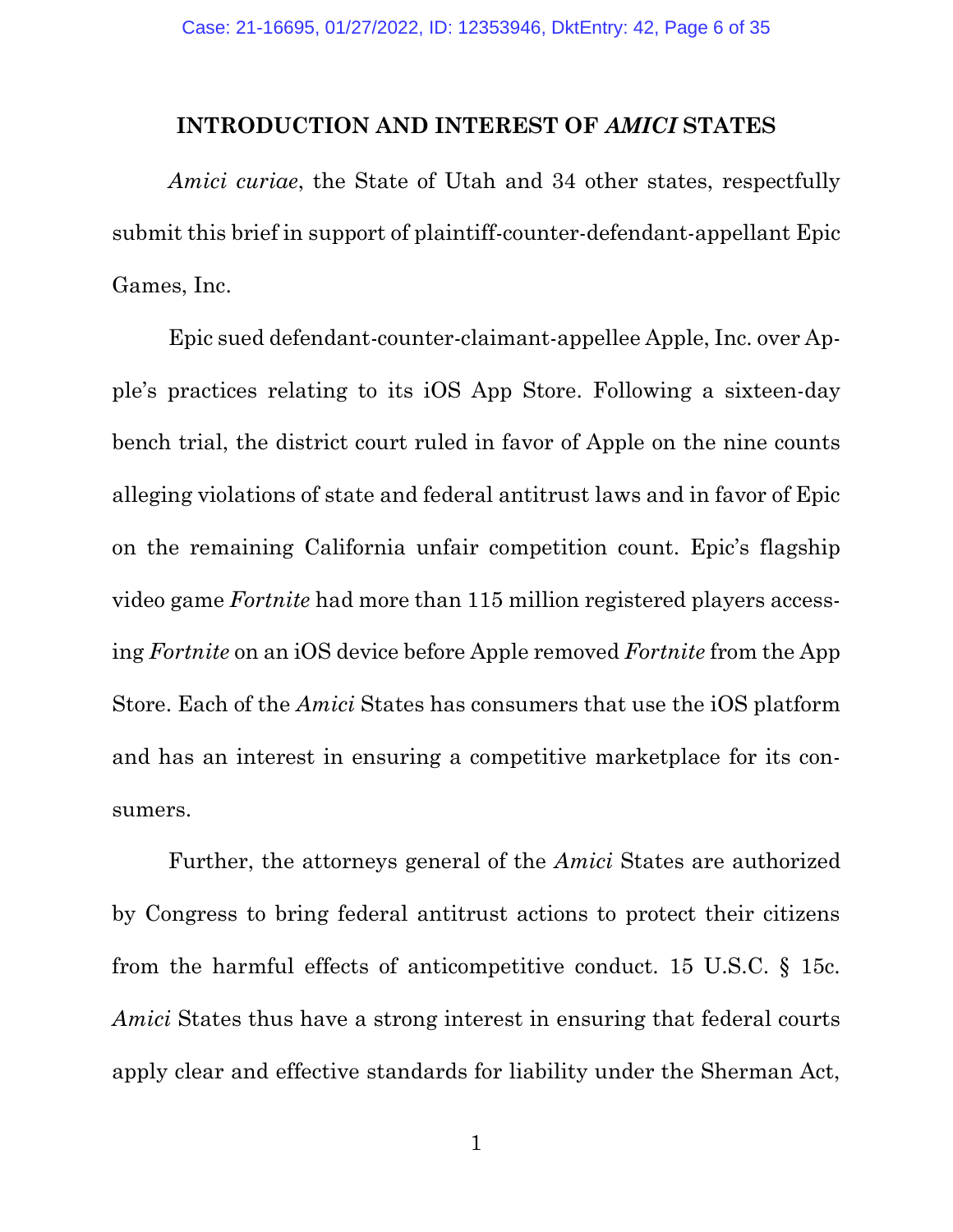## INTRODUCTION AND INTEREST OF *AMICI* STATES

*Amici curiae*, the State of Utah and 34 other states, respectfully submit this brief in support of plaintiff-counter-defendant-appellant Epic Games, Inc.

Epic sued defendant-counter-claimant-appellee Apple, Inc. over Apple's practices relating to its iOS App Store. Following a sixteen-day bench trial, the district court ruled in favor of Apple on the nine counts alleging violations of state and federal antitrust laws and in favor of Epic on the remaining California unfair competition count. Epic's flagship video game *Fortnite* had more than 115 million registered players accessing *Fortnite* on an iOS device before Apple removed *Fortnite* from the App Store. Each of the *Amici* States has consumers that use the iOS platform and has an interest in ensuring a competitive marketplace for its consumers.

Further, the attorneys general of the *Amici* States are authorized by Congress to bring federal antitrust actions to protect their citizens from the harmful effects of anticompetitive conduct. 15 U.S.C. § 15c. *Amici* States thus have a strong interest in ensuring that federal courts apply clear and effective standards for liability under the Sherman Act,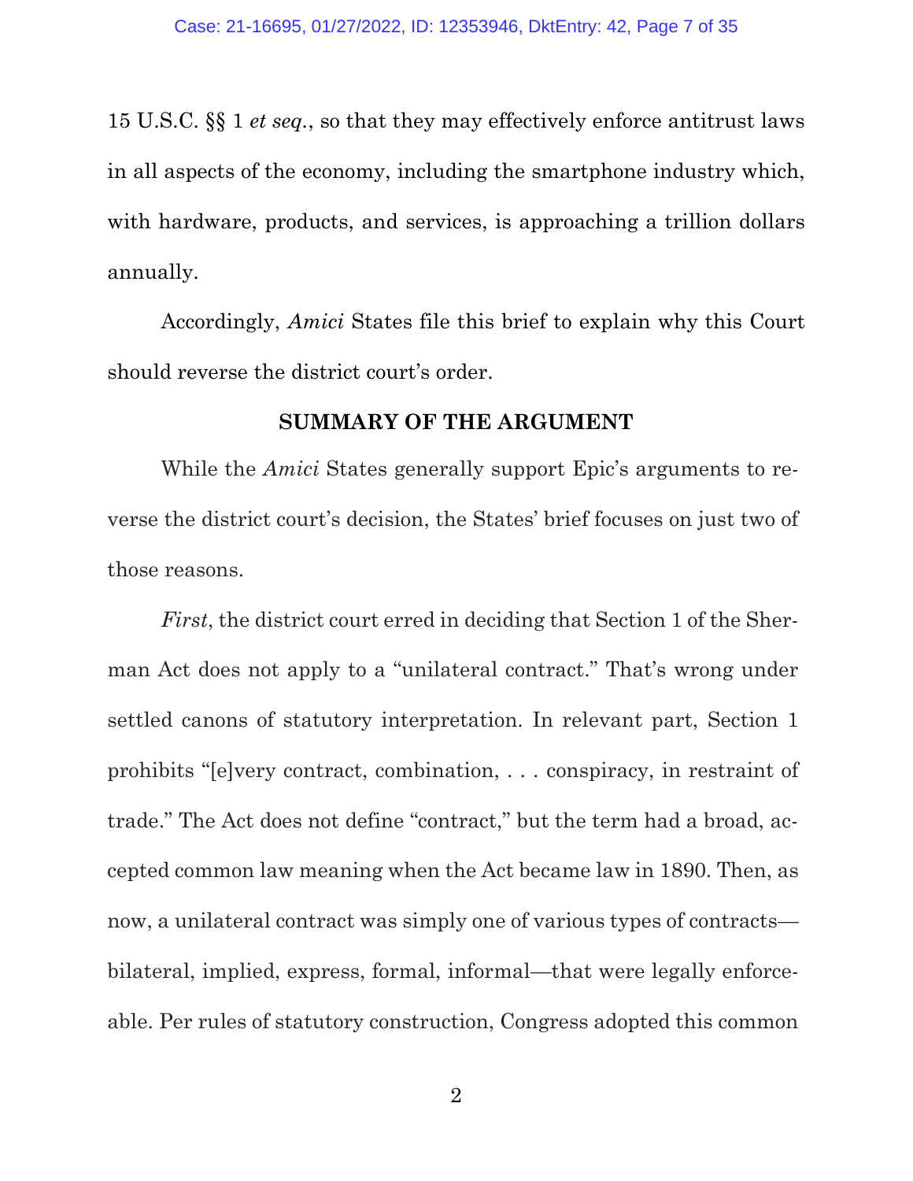15 U.S.C. §§ 1 *et seq.*, so that they may effectively enforce antitrust laws in all aspects of the economy, including the smartphone industry which, with hardware, products, and services, is approaching a trillion dollars annually.

Accordingly, *Amici* States file this brief to explain why this Court should reverse the district court's order.

## SUMMARY OF THE ARGUMENT

While the *Amici* States generally support Epic's arguments to reverse the district court's decision, the States' brief focuses on just two of those reasons.

*First*, the district court erred in deciding that Section 1 of the Sherman Act does not apply to a "unilateral contract." That's wrong under settled canons of statutory interpretation. In relevant part, Section 1 prohibits "[e]very contract, combination, . . . conspiracy, in restraint of trade." The Act does not define "contract," but the term had a broad, accepted common law meaning when the Act became law in 1890. Then, as now, a unilateral contract was simply one of various types of contracts—bilateral, implied, express, formal, informal—that were legally enforceable. Per rules of statutory construction, Congress adopted this common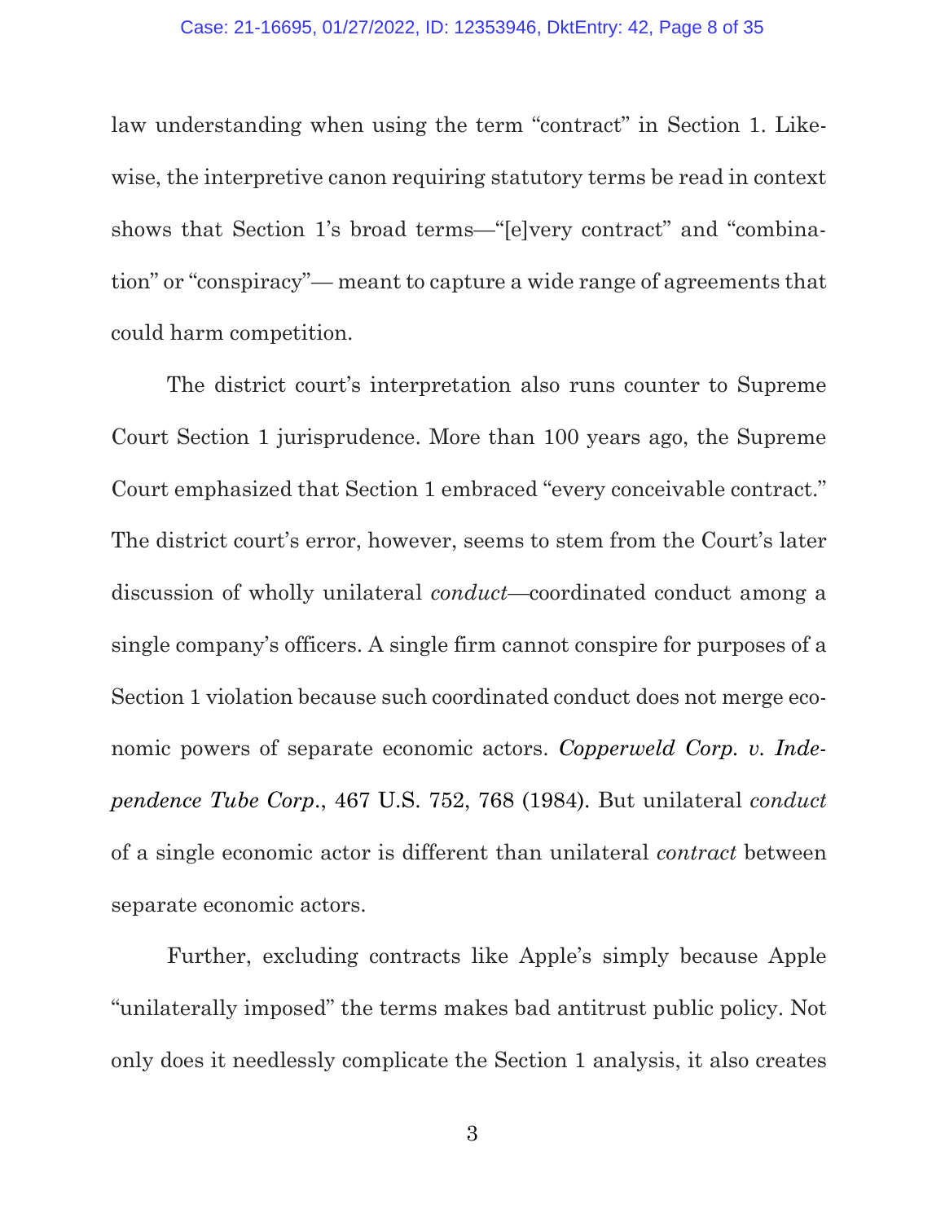law understanding when using the term "contract" in Section 1. Likewise, the interpretive canon requiring statutory terms be read in context shows that Section 1's broad terms—"[e]very contract" and "combination" or "conspiracy"— meant to capture a wide range of agreements that could harm competition.

The district court's interpretation also runs counter to Supreme Court Section 1 jurisprudence. More than 100 years ago, the Supreme Court emphasized that Section 1 embraced "every conceivable contract." The district court's error, however, seems to stem from the Court's later discussion of wholly unilateral *conduct*—coordinated conduct among a single company's officers. A single firm cannot conspire for purposes of a Section 1 violation because such coordinated conduct does not merge economic powers of separate economic actors. ***Copperweld Corp. v. Independence Tube Corp.***, 467 U.S. 752, 768 (1984). But unilateral *conduct* of a single economic actor is different than unilateral *contract* between separate economic actors.

Further, excluding contracts like Apple's simply because Apple "unilaterally imposed" the terms makes bad antitrust public policy. Not only does it needlessly complicate the Section 1 analysis, it also creates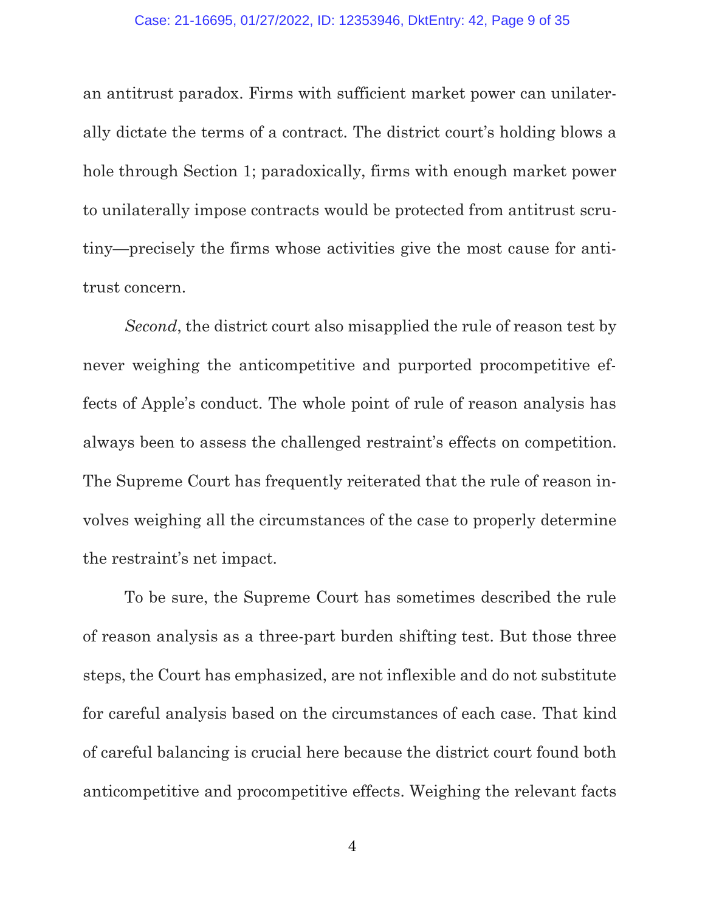an antitrust paradox. Firms with sufficient market power can unilaterally dictate the terms of a contract. The district court's holding blows a hole through Section 1; paradoxically, firms with enough market power to unilaterally impose contracts would be protected from antitrust scrutiny—precisely the firms whose activities give the most cause for antitrust concern.

*Second*, the district court also misapplied the rule of reason test by never weighing the anticompetitive and purported procompetitive effects of Apple's conduct. The whole point of rule of reason analysis has always been to assess the challenged restraint's effects on competition. The Supreme Court has frequently reiterated that the rule of reason involves weighing all the circumstances of the case to properly determine the restraint's net impact.

To be sure, the Supreme Court has sometimes described the rule of reason analysis as a three-part burden shifting test. But those three steps, the Court has emphasized, are not inflexible and do not substitute for careful analysis based on the circumstances of each case. That kind of careful balancing is crucial here because the district court found both anticompetitive and procompetitive effects. Weighing the relevant facts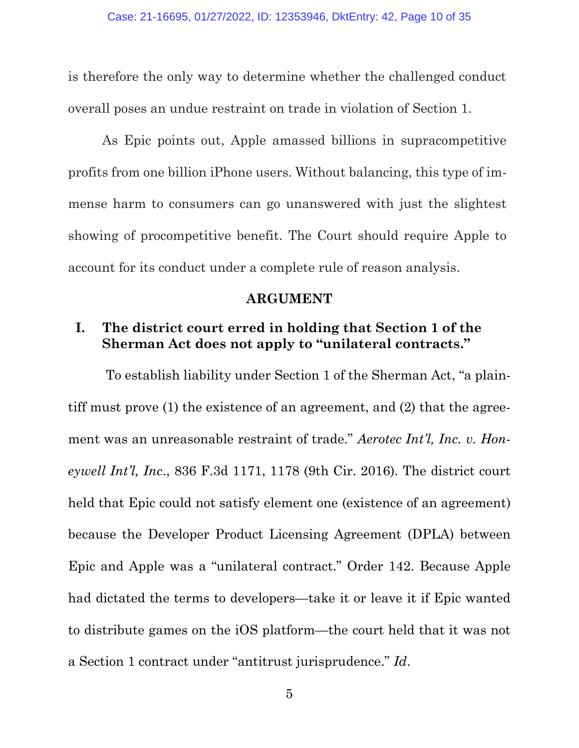is therefore the only way to determine whether the challenged conduct overall poses an undue restraint on trade in violation of Section 1.

As Epic points out, Apple amassed billions in supracompetitive profits from one billion iPhone users. Without balancing, this type of immense harm to consumers can go unanswered with just the slightest showing of procompetitive benefit. The Court should require Apple to account for its conduct under a complete rule of reason analysis.

## ARGUMENT

### I. The district court erred in holding that Section 1 of the Sherman Act does not apply to "unilateral contracts."

To establish liability under Section 1 of the Sherman Act, "a plaintiff must prove (1) the existence of an agreement, and (2) that the agreement was an unreasonable restraint of trade." *Aerotec Int'l, Inc. v. Honeywell Int'l, Inc.*, 836 F.3d 1171, 1178 (9th Cir. 2016). The district court held that Epic could not satisfy element one (existence of an agreement) because the Developer Product Licensing Agreement (DPLA) between Epic and Apple was a "unilateral contract." Order 142. Because Apple had dictated the terms to developers—take it or leave it if Epic wanted to distribute games on the iOS platform—the court held that it was not a Section 1 contract under "antitrust jurisprudence." *Id*.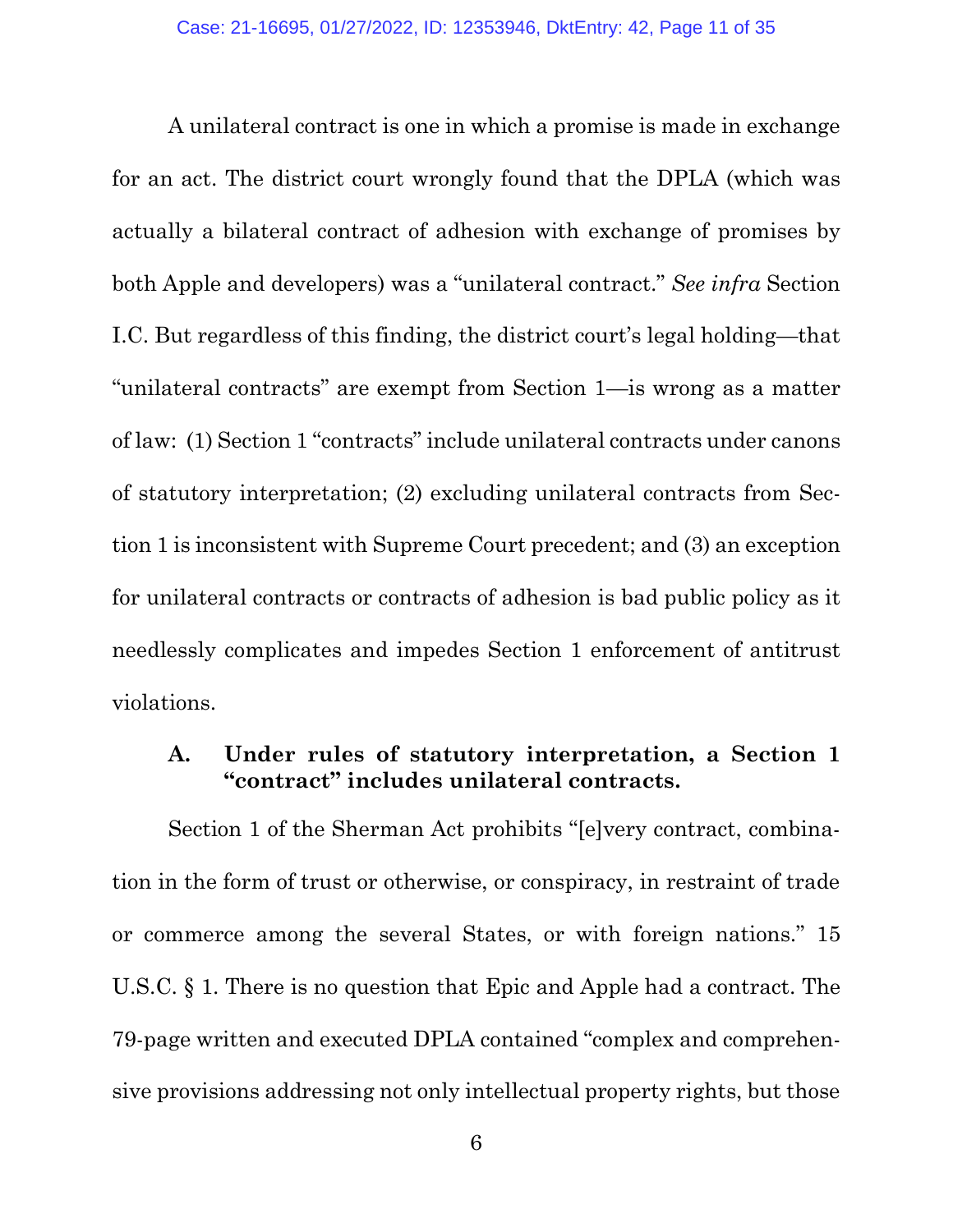A unilateral contract is one in which a promise is made in exchange for an act. The district court wrongly found that the DPLA (which was actually a bilateral contract of adhesion with exchange of promises by both Apple and developers) was a "unilateral contract." *See infra* Section I.C. But regardless of this finding, the district court's legal holding—that "unilateral contracts" are exempt from Section 1—is wrong as a matter of law: (1) Section 1 "contracts" include unilateral contracts under canons of statutory interpretation; (2) excluding unilateral contracts from Section 1 is inconsistent with Supreme Court precedent; and (3) an exception for unilateral contracts or contracts of adhesion is bad public policy as it needlessly complicates and impedes Section 1 enforcement of antitrust violations.

### A. Under rules of statutory interpretation, a Section 1 "contract" includes unilateral contracts.

Section 1 of the Sherman Act prohibits "[e]very contract, combination in the form of trust or otherwise, or conspiracy, in restraint of trade or commerce among the several States, or with foreign nations." 15 U.S.C. § 1. There is no question that Epic and Apple had a contract. The 79-page written and executed DPLA contained "complex and comprehensive provisions addressing not only intellectual property rights, but those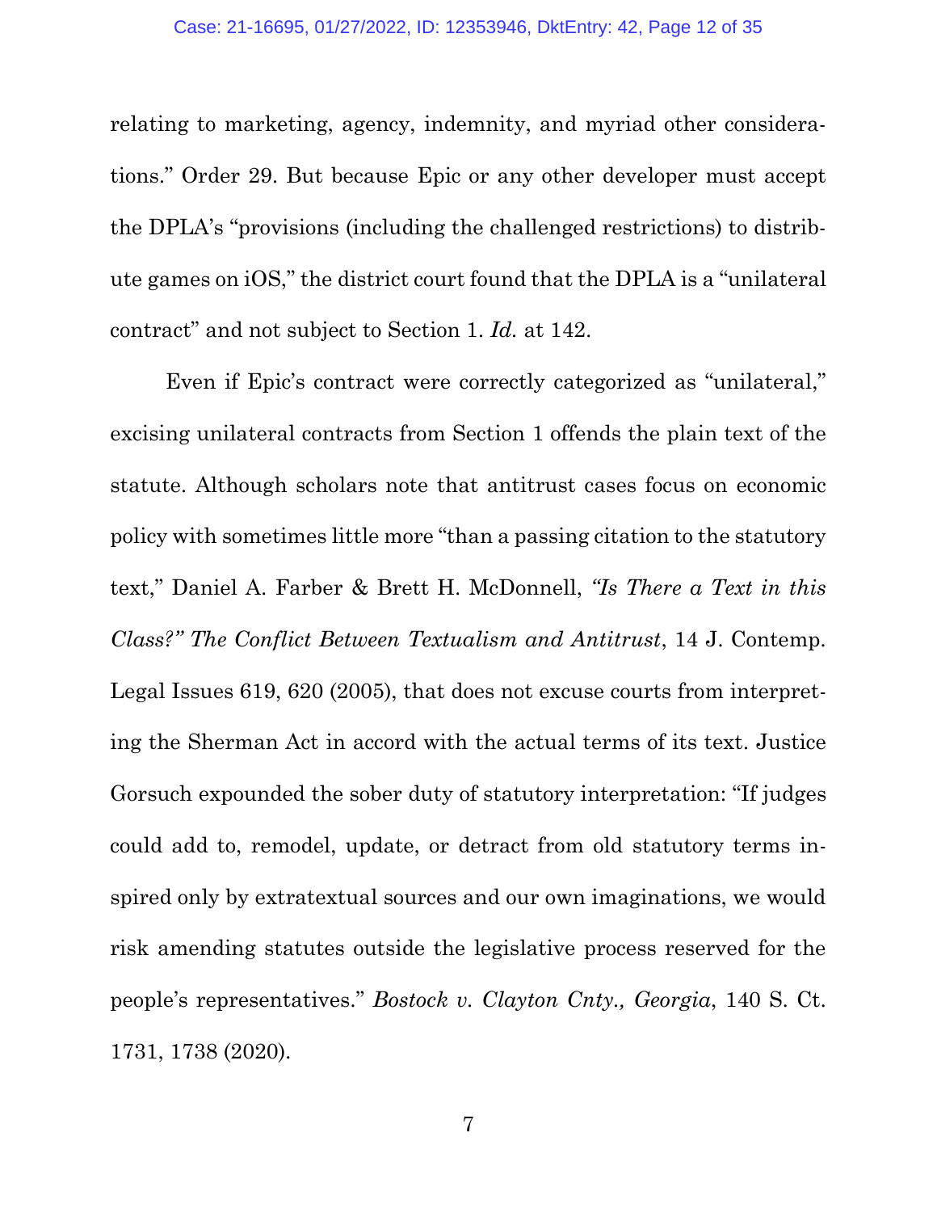relating to marketing, agency, indemnity, and myriad other considerations." Order 29. But because Epic or any other developer must accept the DPLA's "provisions (including the challenged restrictions) to distribute games on iOS," the district court found that the DPLA is a "unilateral contract" and not subject to Section 1. *Id.* at 142.

Even if Epic's contract were correctly categorized as "unilateral," excising unilateral contracts from Section 1 offends the plain text of the statute. Although scholars note that antitrust cases focus on economic policy with sometimes little more "than a passing citation to the statutory text," Daniel A. Farber & Brett H. McDonnell, *"Is There a Text in this Class?" The Conflict Between Textualism and Antitrust*, 14 J. Contemp. Legal Issues 619, 620 (2005), that does not excuse courts from interpreting the Sherman Act in accord with the actual terms of its text. Justice Gorsuch expounded the sober duty of statutory interpretation: "If judges could add to, remodel, update, or detract from old statutory terms inspired only by extratextual sources and our own imaginations, we would risk amending statutes outside the legislative process reserved for the people's representatives." *Bostock v. Clayton Cnty., Georgia*, 140 S. Ct. 1731, 1738 (2020).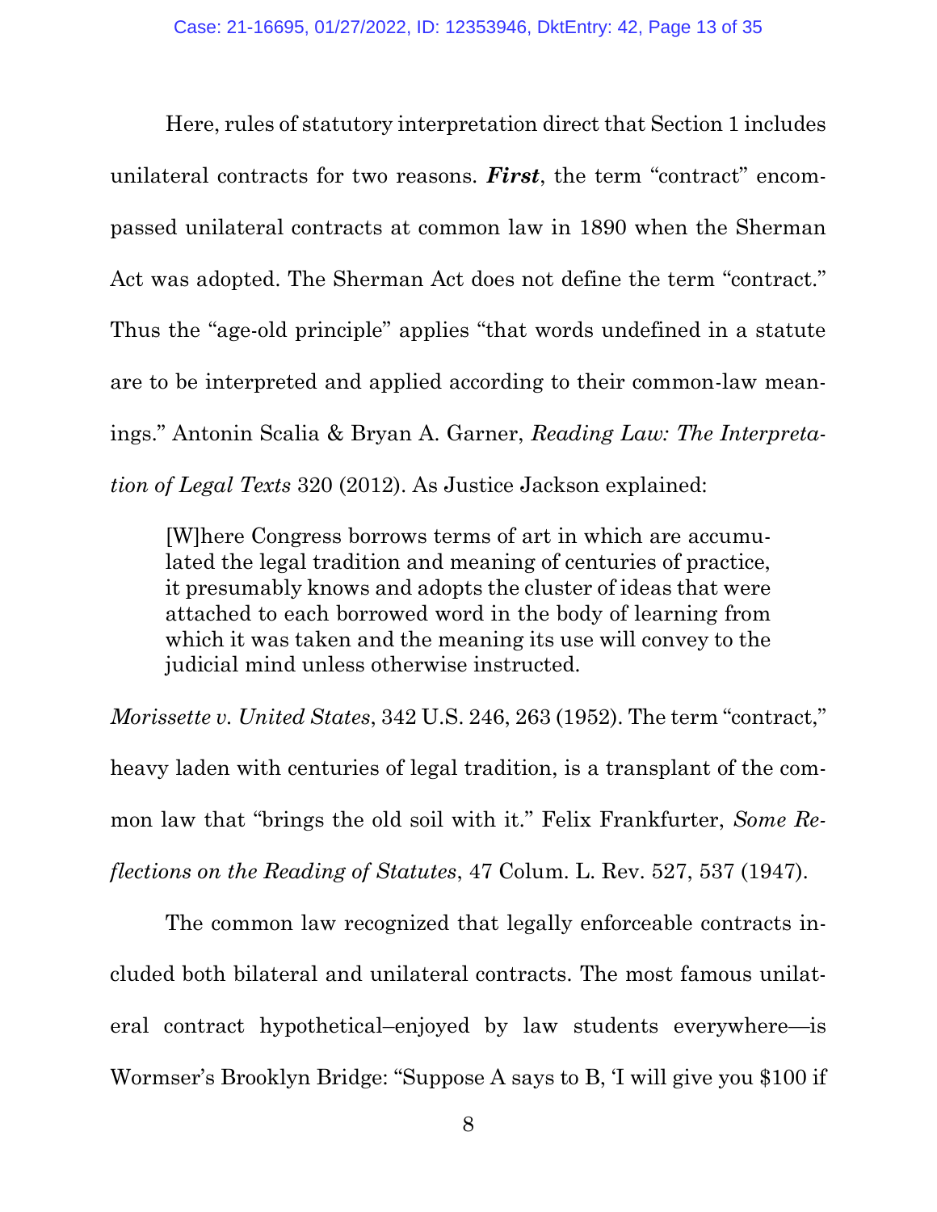Here, rules of statutory interpretation direct that Section 1 includes unilateral contracts for two reasons. ***First***, the term "contract" encompassed unilateral contracts at common law in 1890 when the Sherman Act was adopted. The Sherman Act does not define the term "contract." Thus the "age-old principle" applies "that words undefined in a statute are to be interpreted and applied according to their common-law meanings." Antonin Scalia & Bryan A. Garner, *Reading Law: The Interpretation of Legal Texts* 320 (2012). As Justice Jackson explained:

> [W]here Congress borrows terms of art in which are accumulated the legal tradition and meaning of centuries of practice, it presumably knows and adopts the cluster of ideas that were attached to each borrowed word in the body of learning from which it was taken and the meaning its use will convey to the judicial mind unless otherwise instructed.

*Morissette v. United States*, 342 U.S. 246, 263 (1952). The term "contract," heavy laden with centuries of legal tradition, is a transplant of the common law that "brings the old soil with it." Felix Frankfurter, *Some Reflections on the Reading of Statutes*, 47 Colum. L. Rev. 527, 537 (1947).

The common law recognized that legally enforceable contracts included both bilateral and unilateral contracts. The most famous unilateral contract hypothetical–enjoyed by law students everywhere—is Wormser's Brooklyn Bridge: "Suppose A says to B, 'I will give you $100 if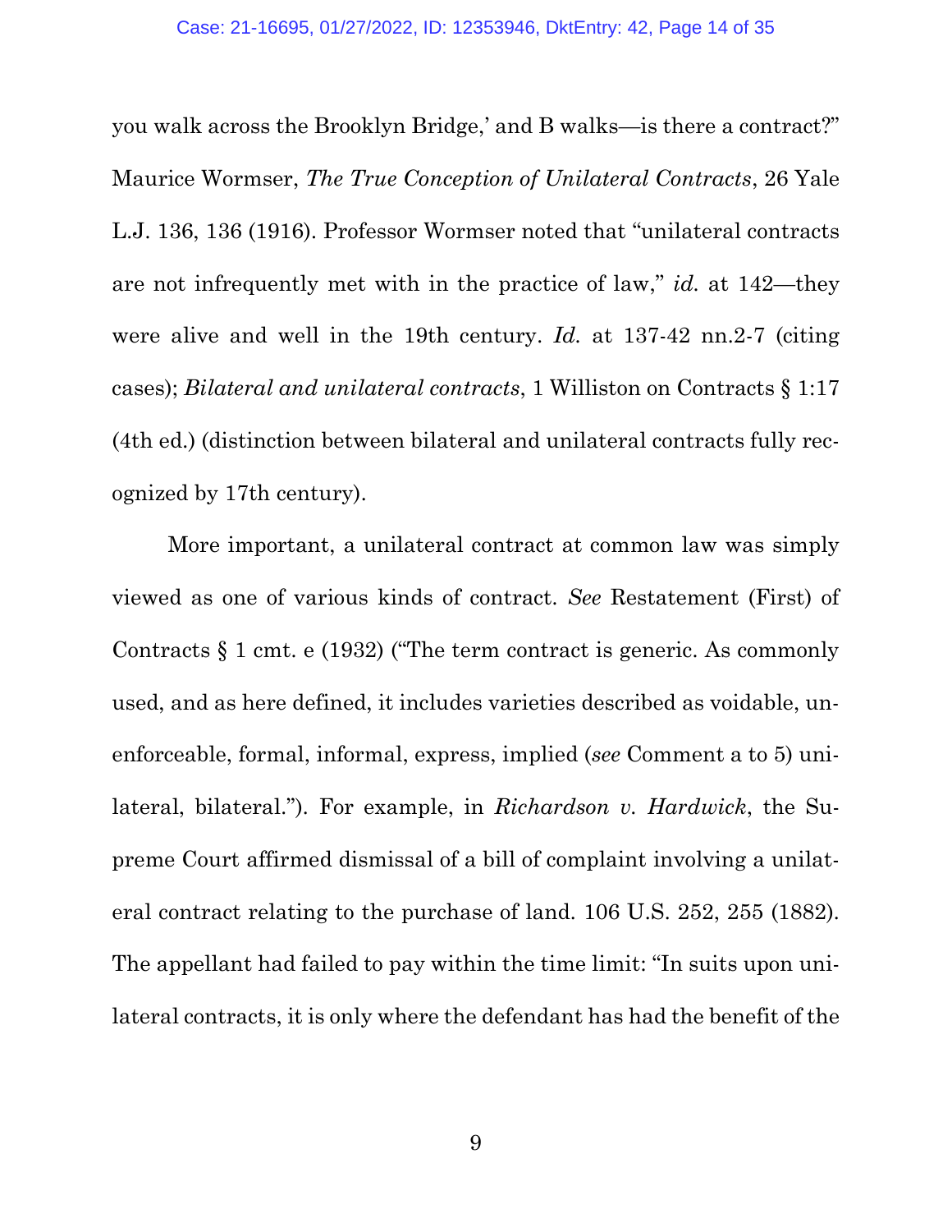you walk across the Brooklyn Bridge,' and B walks—is there a contract?" Maurice Wormser, *The True Conception of Unilateral Contracts*, 26 Yale L.J. 136, 136 (1916). Professor Wormser noted that "unilateral contracts are not infrequently met with in the practice of law," *id.* at 142—they were alive and well in the 19th century. *Id.* at 137-42 nn.2-7 (citing cases); *Bilateral and unilateral contracts*, 1 Williston on Contracts § 1:17 (4th ed.) (distinction between bilateral and unilateral contracts fully recognized by 17th century).

More important, a unilateral contract at common law was simply viewed as one of various kinds of contract. *See* Restatement (First) of Contracts § 1 cmt. e (1932) ("The term contract is generic. As commonly used, and as here defined, it includes varieties described as voidable, unenforceable, formal, informal, express, implied (*see* Comment a to 5) unilateral, bilateral."). For example, in *Richardson v. Hardwick*, the Supreme Court affirmed dismissal of a bill of complaint involving a unilateral contract relating to the purchase of land. 106 U.S. 252, 255 (1882). The appellant had failed to pay within the time limit: "In suits upon unilateral contracts, it is only where the defendant has had the benefit of the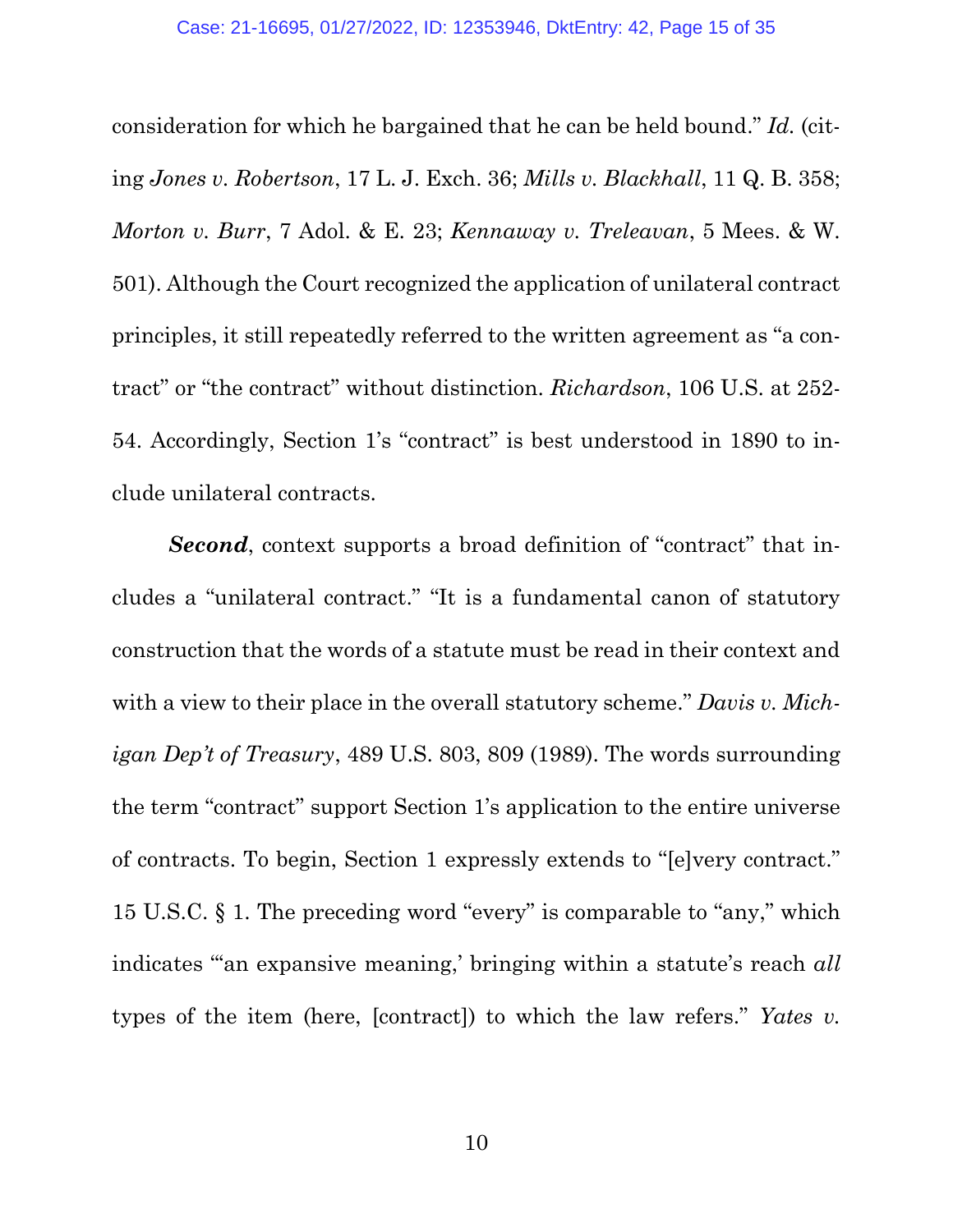consideration for which he bargained that he can be held bound." *Id.* (citing *Jones v. Robertson*, 17 L. J. Exch. 36; *Mills v. Blackhall*, 11 Q. B. 358; *Morton v. Burr*, 7 Adol. & E. 23; *Kennaway v. Treleavan*, 5 Mees. & W. 501). Although the Court recognized the application of unilateral contract principles, it still repeatedly referred to the written agreement as "a contract" or "the contract" without distinction. *Richardson*, 106 U.S. at 252-54. Accordingly, Section 1's "contract" is best understood in 1890 to include unilateral contracts.

***Second***, context supports a broad definition of "contract" that includes a "unilateral contract." "It is a fundamental canon of statutory construction that the words of a statute must be read in their context and with a view to their place in the overall statutory scheme." *Davis v. Michigan Dep't of Treasury*, 489 U.S. 803, 809 (1989). The words surrounding the term "contract" support Section 1's application to the entire universe of contracts. To begin, Section 1 expressly extends to "[e]very contract." 15 U.S.C. § 1. The preceding word "every" is comparable to "any," which indicates "'an expansive meaning,' bringing within a statute's reach *all* types of the item (here, [contract]) to which the law refers." *Yates v.*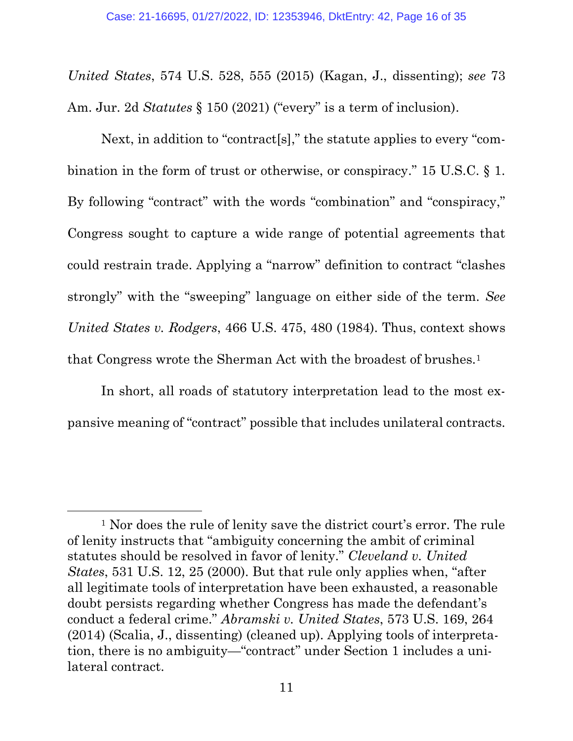*United States*, 574 U.S. 528, 555 (2015) (Kagan, J., dissenting); *see* 73 Am. Jur. 2d *Statutes* § 150 (2021) ("every" is a term of inclusion).

Next, in addition to "contract[s]," the statute applies to every "combination in the form of trust or otherwise, or conspiracy." 15 U.S.C. § 1. By following "contract" with the words "combination" and "conspiracy," Congress sought to capture a wide range of potential agreements that could restrain trade. Applying a "narrow" definition to contract "clashes strongly" with the "sweeping" language on either side of the term. *See United States v. Rodgers*, 466 U.S. 475, 480 (1984). Thus, context shows that Congress wrote the Sherman Act with the broadest of brushes.[1]

In short, all roads of statutory interpretation lead to the most expansive meaning of "contract" possible that includes unilateral contracts.

---

[1] Nor does the rule of lenity save the district court's error. The rule of lenity instructs that "ambiguity concerning the ambit of criminal statutes should be resolved in favor of lenity." *Cleveland v. United States*, 531 U.S. 12, 25 (2000). But that rule only applies when, "after all legitimate tools of interpretation have been exhausted, a reasonable doubt persists regarding whether Congress has made the defendant's conduct a federal crime." *Abramski v. United States*, 573 U.S. 169, 264 (2014) (Scalia, J., dissenting) (cleaned up). Applying tools of interpretation, there is no ambiguity—"contract" under Section 1 includes a unilateral contract.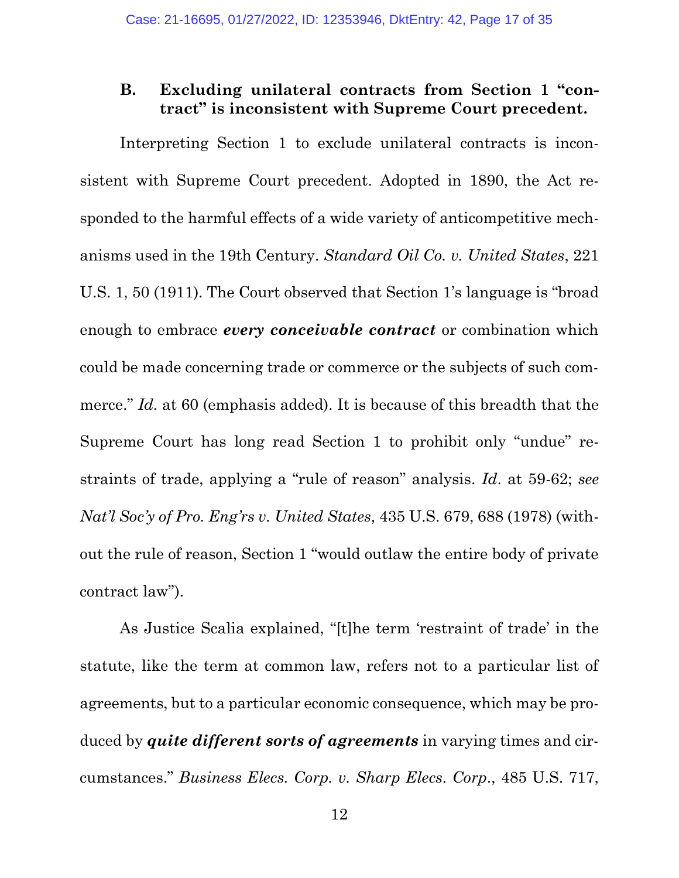### B. Excluding unilateral contracts from Section 1 "contract" is inconsistent with Supreme Court precedent.

Interpreting Section 1 to exclude unilateral contracts is inconsistent with Supreme Court precedent. Adopted in 1890, the Act responded to the harmful effects of a wide variety of anticompetitive mechanisms used in the 19th Century. *Standard Oil Co. v. United States*, 221 U.S. 1, 50 (1911). The Court observed that Section 1's language is "broad enough to embrace ***every conceivable contract*** or combination which could be made concerning trade or commerce or the subjects of such commerce." *Id.* at 60 (emphasis added). It is because of this breadth that the Supreme Court has long read Section 1 to prohibit only "undue" restraints of trade, applying a "rule of reason" analysis. *Id*. at 59-62; *see Nat'l Soc'y of Pro. Eng'rs v. United States*, 435 U.S. 679, 688 (1978) (without the rule of reason, Section 1 "would outlaw the entire body of private contract law").

As Justice Scalia explained, "[t]he term 'restraint of trade' in the statute, like the term at common law, refers not to a particular list of agreements, but to a particular economic consequence, which may be produced by ***quite different sorts of agreements*** in varying times and circumstances." *Business Elecs. Corp. v. Sharp Elecs. Corp*., 485 U.S. 717,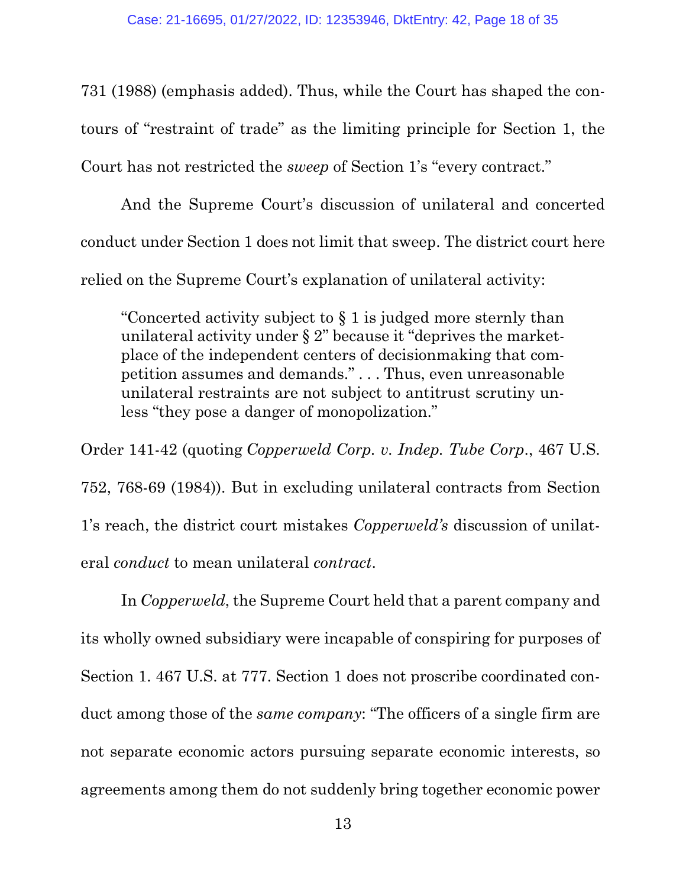731 (1988) (emphasis added). Thus, while the Court has shaped the contours of "restraint of trade" as the limiting principle for Section 1, the Court has not restricted the *sweep* of Section 1's "every contract."

And the Supreme Court's discussion of unilateral and concerted conduct under Section 1 does not limit that sweep. The district court here relied on the Supreme Court's explanation of unilateral activity:

> "Concerted activity subject to § 1 is judged more sternly than unilateral activity under § 2" because it "deprives the marketplace of the independent centers of decisionmaking that competition assumes and demands." . . . Thus, even unreasonable unilateral restraints are not subject to antitrust scrutiny unless "they pose a danger of monopolization."

Order 141-42 (quoting *Copperweld Corp. v. Indep. Tube Corp*., 467 U.S. 752, 768-69 (1984)). But in excluding unilateral contracts from Section 1's reach, the district court mistakes *Copperweld's* discussion of unilateral *conduct* to mean unilateral *contract*.

In *Copperweld*, the Supreme Court held that a parent company and its wholly owned subsidiary were incapable of conspiring for purposes of Section 1. 467 U.S. at 777. Section 1 does not proscribe coordinated conduct among those of the *same company*: "The officers of a single firm are not separate economic actors pursuing separate economic interests, so agreements among them do not suddenly bring together economic power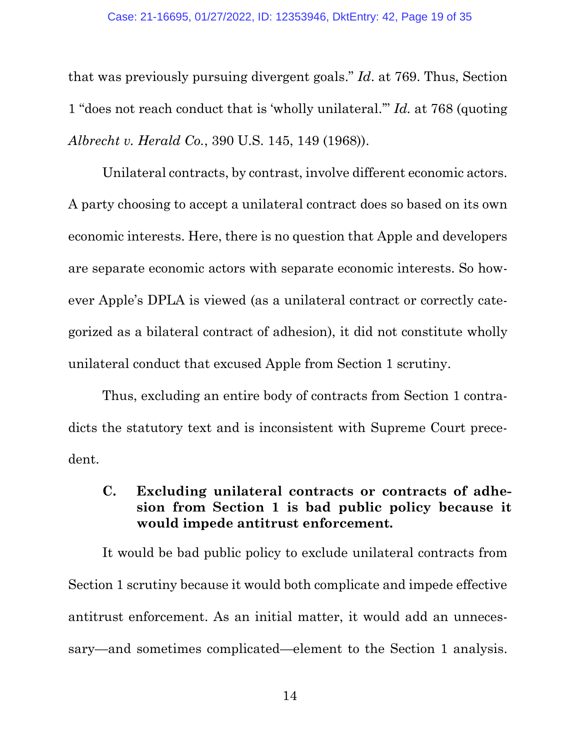that was previously pursuing divergent goals." *Id*. at 769. Thus, Section 1 "does not reach conduct that is 'wholly unilateral.'" *Id.* at 768 (quoting *Albrecht v. Herald Co.*, 390 U.S. 145, 149 (1968)).

Unilateral contracts, by contrast, involve different economic actors. A party choosing to accept a unilateral contract does so based on its own economic interests. Here, there is no question that Apple and developers are separate economic actors with separate economic interests. So however Apple's DPLA is viewed (as a unilateral contract or correctly categorized as a bilateral contract of adhesion), it did not constitute wholly unilateral conduct that excused Apple from Section 1 scrutiny.

Thus, excluding an entire body of contracts from Section 1 contradicts the statutory text and is inconsistent with Supreme Court precedent.

### C. Excluding unilateral contracts or contracts of adhesion from Section 1 is bad public policy because it would impede antitrust enforcement.

It would be bad public policy to exclude unilateral contracts from Section 1 scrutiny because it would both complicate and impede effective antitrust enforcement. As an initial matter, it would add an unnecessary—and sometimes complicated—element to the Section 1 analysis.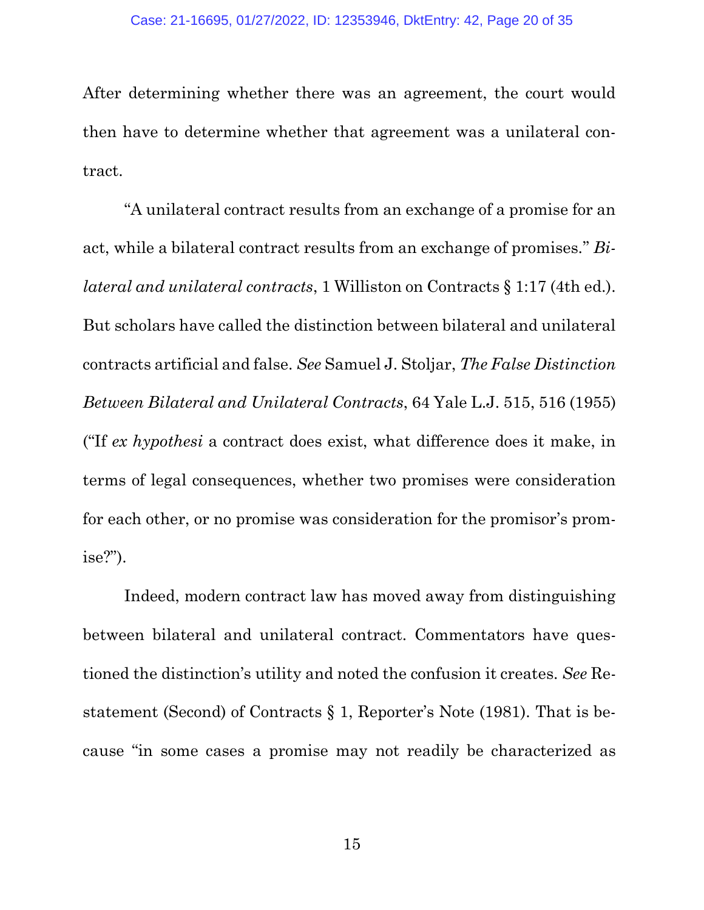After determining whether there was an agreement, the court would then have to determine whether that agreement was a unilateral contract.

"A unilateral contract results from an exchange of a promise for an act, while a bilateral contract results from an exchange of promises." *Bilateral and unilateral contracts*, 1 Williston on Contracts § 1:17 (4th ed.). But scholars have called the distinction between bilateral and unilateral contracts artificial and false. *See* Samuel J. Stoljar, *The False Distinction Between Bilateral and Unilateral Contracts*, 64 Yale L.J. 515, 516 (1955) ("If *ex hypothesi* a contract does exist, what difference does it make, in terms of legal consequences, whether two promises were consideration for each other, or no promise was consideration for the promisor's promise?").

Indeed, modern contract law has moved away from distinguishing between bilateral and unilateral contract. Commentators have questioned the distinction's utility and noted the confusion it creates. *See* Restatement (Second) of Contracts § 1, Reporter's Note (1981). That is because "in some cases a promise may not readily be characterized as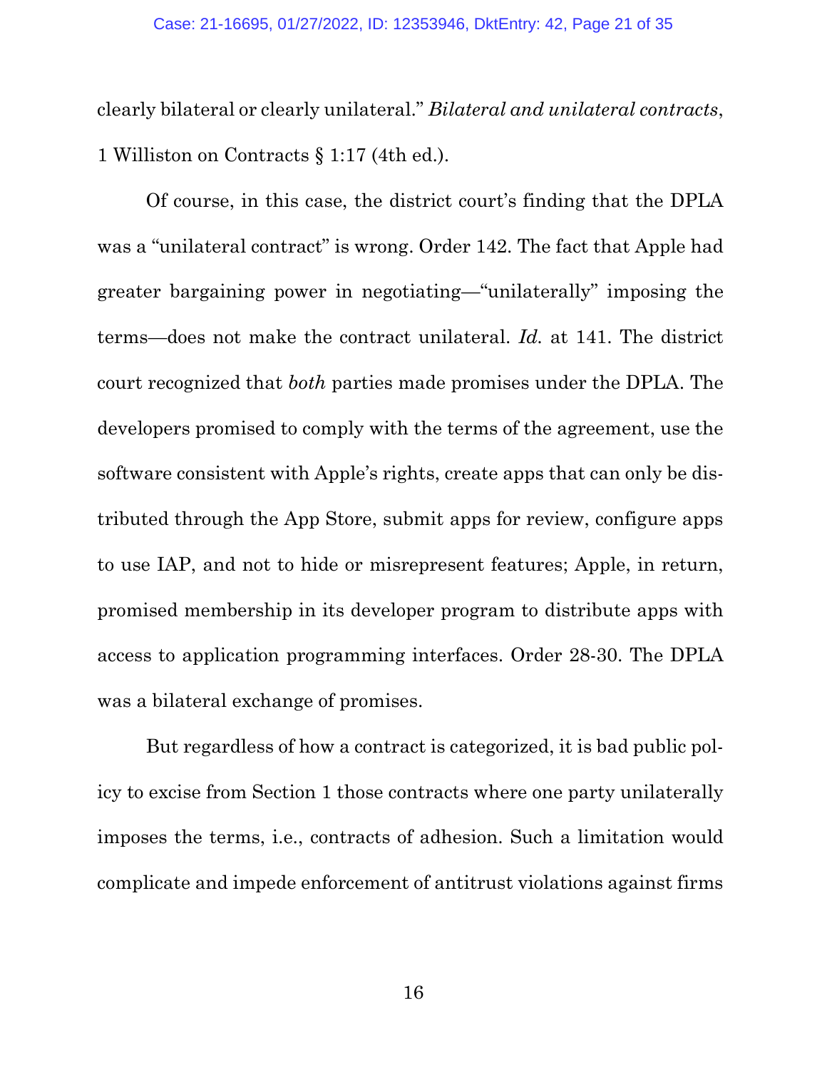clearly bilateral or clearly unilateral." *Bilateral and unilateral contracts*, 1 Williston on Contracts § 1:17 (4th ed.).

Of course, in this case, the district court's finding that the DPLA was a "unilateral contract" is wrong. Order 142. The fact that Apple had greater bargaining power in negotiating—"unilaterally" imposing the terms—does not make the contract unilateral. *Id.* at 141. The district court recognized that *both* parties made promises under the DPLA. The developers promised to comply with the terms of the agreement, use the software consistent with Apple's rights, create apps that can only be distributed through the App Store, submit apps for review, configure apps to use IAP, and not to hide or misrepresent features; Apple, in return, promised membership in its developer program to distribute apps with access to application programming interfaces. Order 28-30. The DPLA was a bilateral exchange of promises.

But regardless of how a contract is categorized, it is bad public policy to excise from Section 1 those contracts where one party unilaterally imposes the terms, i.e., contracts of adhesion. Such a limitation would complicate and impede enforcement of antitrust violations against firms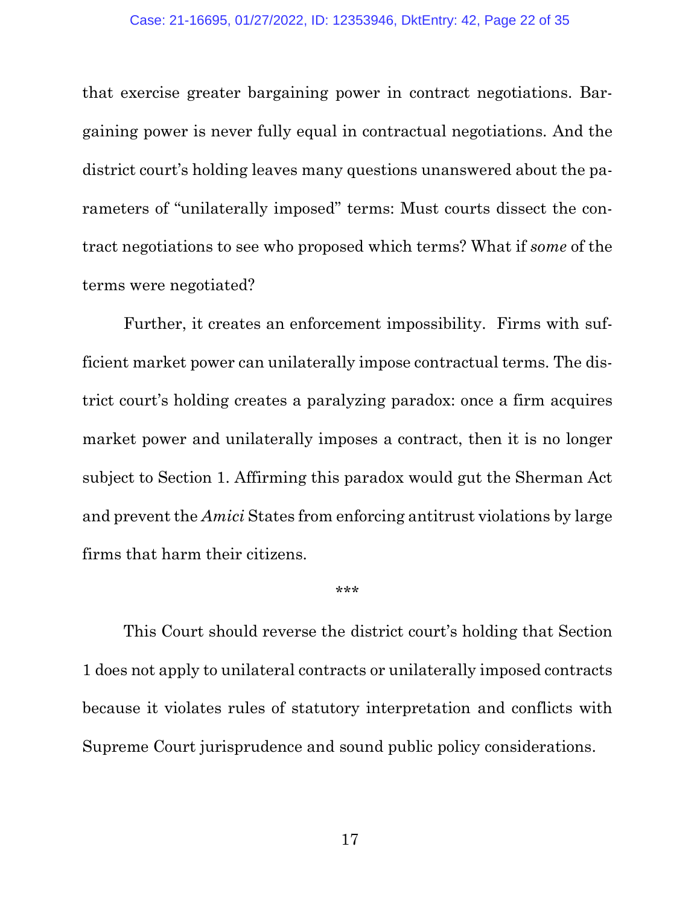that exercise greater bargaining power in contract negotiations. Bargaining power is never fully equal in contractual negotiations. And the district court's holding leaves many questions unanswered about the parameters of "unilaterally imposed" terms: Must courts dissect the contract negotiations to see who proposed which terms? What if *some* of the terms were negotiated?

Further, it creates an enforcement impossibility. Firms with sufficient market power can unilaterally impose contractual terms. The district court's holding creates a paralyzing paradox: once a firm acquires market power and unilaterally imposes a contract, then it is no longer subject to Section 1. Affirming this paradox would gut the Sherman Act and prevent the *Amici* States from enforcing antitrust violations by large firms that harm their citizens.

\*\*\*

This Court should reverse the district court's holding that Section 1 does not apply to unilateral contracts or unilaterally imposed contracts because it violates rules of statutory interpretation and conflicts with Supreme Court jurisprudence and sound public policy considerations.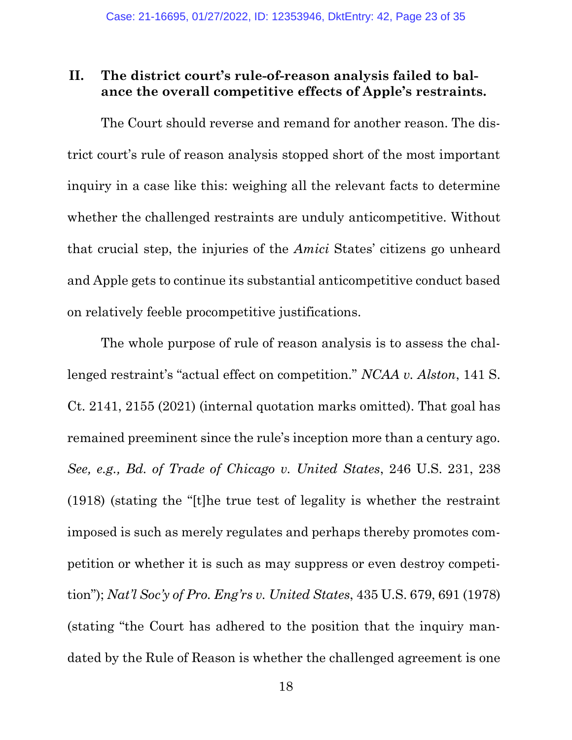## II. The district court's rule-of-reason analysis failed to balance the overall competitive effects of Apple's restraints.

The Court should reverse and remand for another reason. The district court's rule of reason analysis stopped short of the most important inquiry in a case like this: weighing all the relevant facts to determine whether the challenged restraints are unduly anticompetitive. Without that crucial step, the injuries of the *Amici* States' citizens go unheard and Apple gets to continue its substantial anticompetitive conduct based on relatively feeble procompetitive justifications.

The whole purpose of rule of reason analysis is to assess the challenged restraint's "actual effect on competition." *NCAA v. Alston*, 141 S. Ct. 2141, 2155 (2021) (internal quotation marks omitted). That goal has remained preeminent since the rule's inception more than a century ago. *See, e.g., Bd. of Trade of Chicago v. United States*, 246 U.S. 231, 238 (1918) (stating the "[t]he true test of legality is whether the restraint imposed is such as merely regulates and perhaps thereby promotes competition or whether it is such as may suppress or even destroy competition"); *Nat'l Soc'y of Pro. Eng'rs v. United States*, 435 U.S. 679, 691 (1978) (stating "the Court has adhered to the position that the inquiry mandated by the Rule of Reason is whether the challenged agreement is one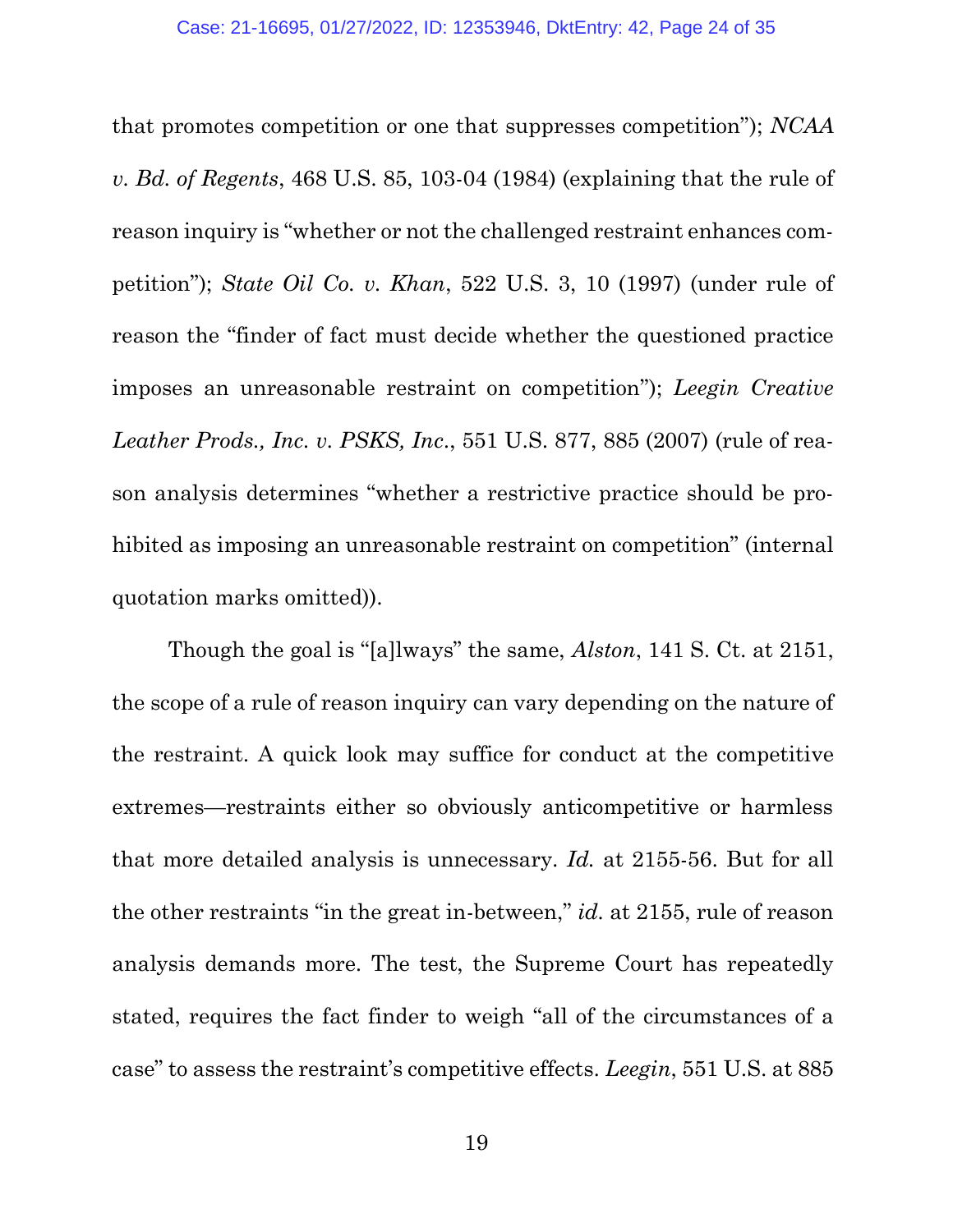that promotes competition or one that suppresses competition"); *NCAA v. Bd. of Regents*, 468 U.S. 85, 103-04 (1984) (explaining that the rule of reason inquiry is "whether or not the challenged restraint enhances competition"); *State Oil Co. v. Khan*, 522 U.S. 3, 10 (1997) (under rule of reason the "finder of fact must decide whether the questioned practice imposes an unreasonable restraint on competition"); *Leegin Creative Leather Prods., Inc. v. PSKS, Inc.*, 551 U.S. 877, 885 (2007) (rule of reason analysis determines "whether a restrictive practice should be prohibited as imposing an unreasonable restraint on competition" (internal quotation marks omitted)).

Though the goal is "[a]lways" the same, *Alston*, 141 S. Ct. at 2151, the scope of a rule of reason inquiry can vary depending on the nature of the restraint. A quick look may suffice for conduct at the competitive extremes—restraints either so obviously anticompetitive or harmless that more detailed analysis is unnecessary. *Id.* at 2155-56. But for all the other restraints "in the great in-between," *id.* at 2155, rule of reason analysis demands more. The test, the Supreme Court has repeatedly stated, requires the fact finder to weigh "all of the circumstances of a case" to assess the restraint's competitive effects. *Leegin*, 551 U.S. at 885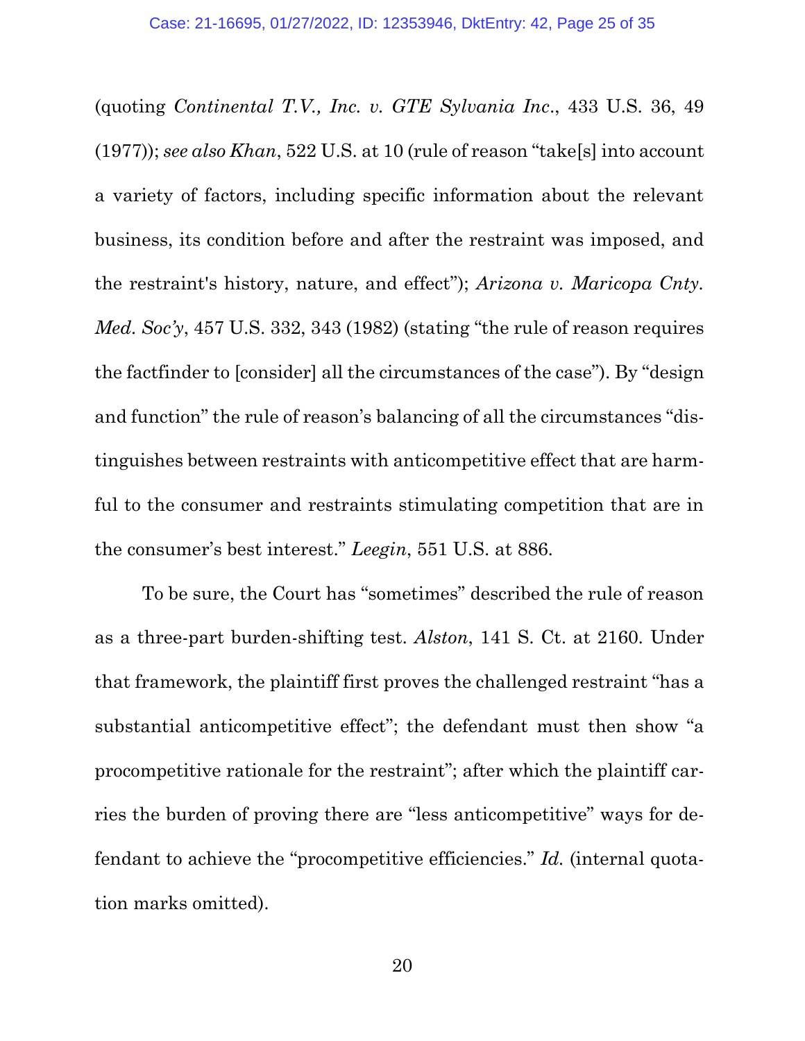(quoting *Continental T.V., Inc. v. GTE Sylvania Inc*., 433 U.S. 36, 49 (1977)); *see also Khan*, 522 U.S. at 10 (rule of reason "take[s] into account a variety of factors, including specific information about the relevant business, its condition before and after the restraint was imposed, and the restraint's history, nature, and effect"); *Arizona v. Maricopa Cnty. Med. Soc'y*, 457 U.S. 332, 343 (1982) (stating "the rule of reason requires the factfinder to [consider] all the circumstances of the case"). By "design and function" the rule of reason's balancing of all the circumstances "distinguishes between restraints with anticompetitive effect that are harmful to the consumer and restraints stimulating competition that are in the consumer's best interest." *Leegin*, 551 U.S. at 886.

To be sure, the Court has "sometimes" described the rule of reason as a three-part burden-shifting test. *Alston*, 141 S. Ct. at 2160. Under that framework, the plaintiff first proves the challenged restraint "has a substantial anticompetitive effect"; the defendant must then show "a procompetitive rationale for the restraint"; after which the plaintiff carries the burden of proving there are "less anticompetitive" ways for defendant to achieve the "procompetitive efficiencies." *Id.* (internal quotation marks omitted).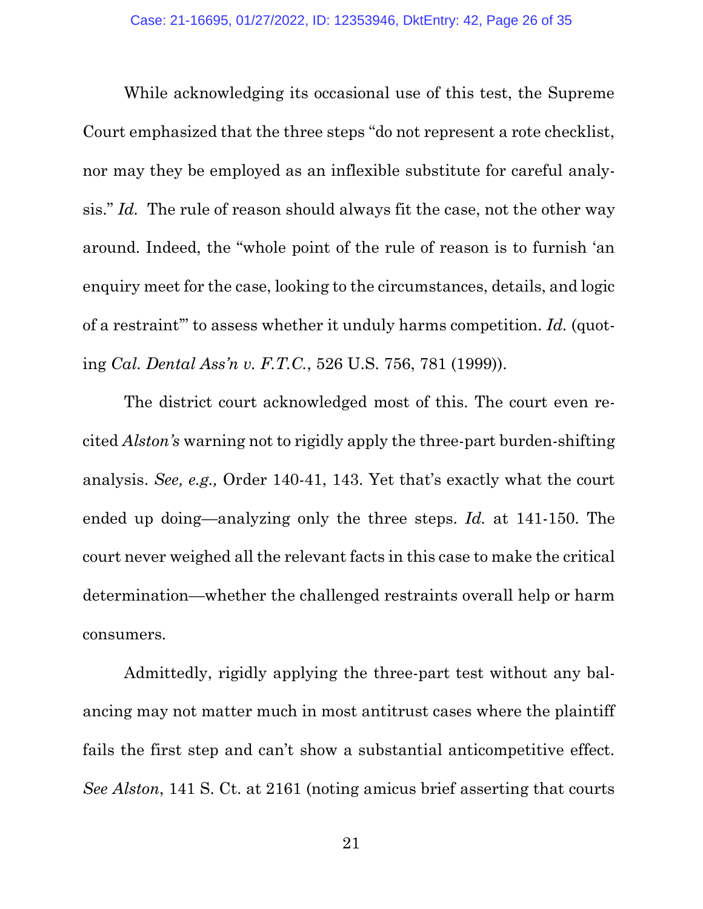While acknowledging its occasional use of this test, the Supreme Court emphasized that the three steps "do not represent a rote checklist, nor may they be employed as an inflexible substitute for careful analysis." *Id.* The rule of reason should always fit the case, not the other way around. Indeed, the "whole point of the rule of reason is to furnish 'an enquiry meet for the case, looking to the circumstances, details, and logic of a restraint'" to assess whether it unduly harms competition. *Id.* (quoting *Cal. Dental Ass'n v. F.T.C.*, 526 U.S. 756, 781 (1999)).

The district court acknowledged most of this. The court even recited *Alston's* warning not to rigidly apply the three-part burden-shifting analysis. *See, e.g.,* Order 140-41, 143. Yet that's exactly what the court ended up doing—analyzing only the three steps. *Id.* at 141-150. The court never weighed all the relevant facts in this case to make the critical determination—whether the challenged restraints overall help or harm consumers.

Admittedly, rigidly applying the three-part test without any balancing may not matter much in most antitrust cases where the plaintiff fails the first step and can't show a substantial anticompetitive effect. *See Alston*, 141 S. Ct. at 2161 (noting amicus brief asserting that courts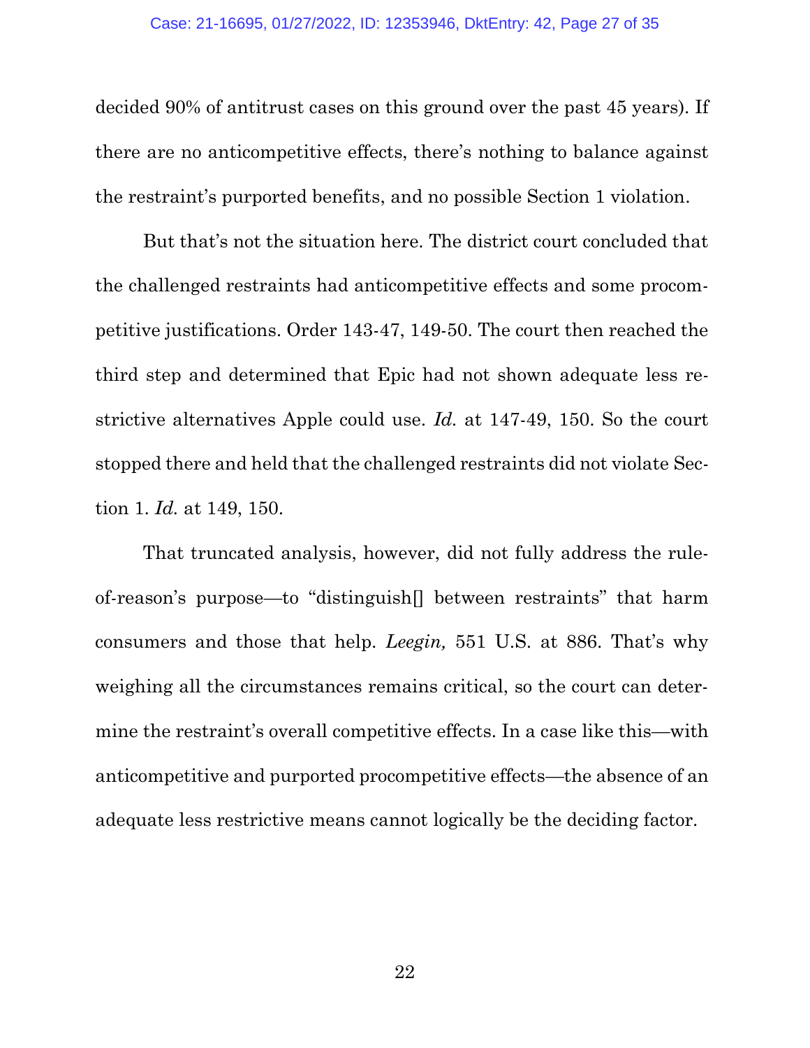decided 90% of antitrust cases on this ground over the past 45 years). If there are no anticompetitive effects, there's nothing to balance against the restraint's purported benefits, and no possible Section 1 violation.

But that's not the situation here. The district court concluded that the challenged restraints had anticompetitive effects and some procompetitive justifications. Order 143-47, 149-50. The court then reached the third step and determined that Epic had not shown adequate less restrictive alternatives Apple could use. *Id.* at 147-49, 150. So the court stopped there and held that the challenged restraints did not violate Section 1. *Id.* at 149, 150.

That truncated analysis, however, did not fully address the rule-of-reason's purpose—to "distinguish[] between restraints" that harm consumers and those that help. *Leegin,* 551 U.S. at 886. That's why weighing all the circumstances remains critical, so the court can determine the restraint's overall competitive effects. In a case like this—with anticompetitive and purported procompetitive effects—the absence of an adequate less restrictive means cannot logically be the deciding factor.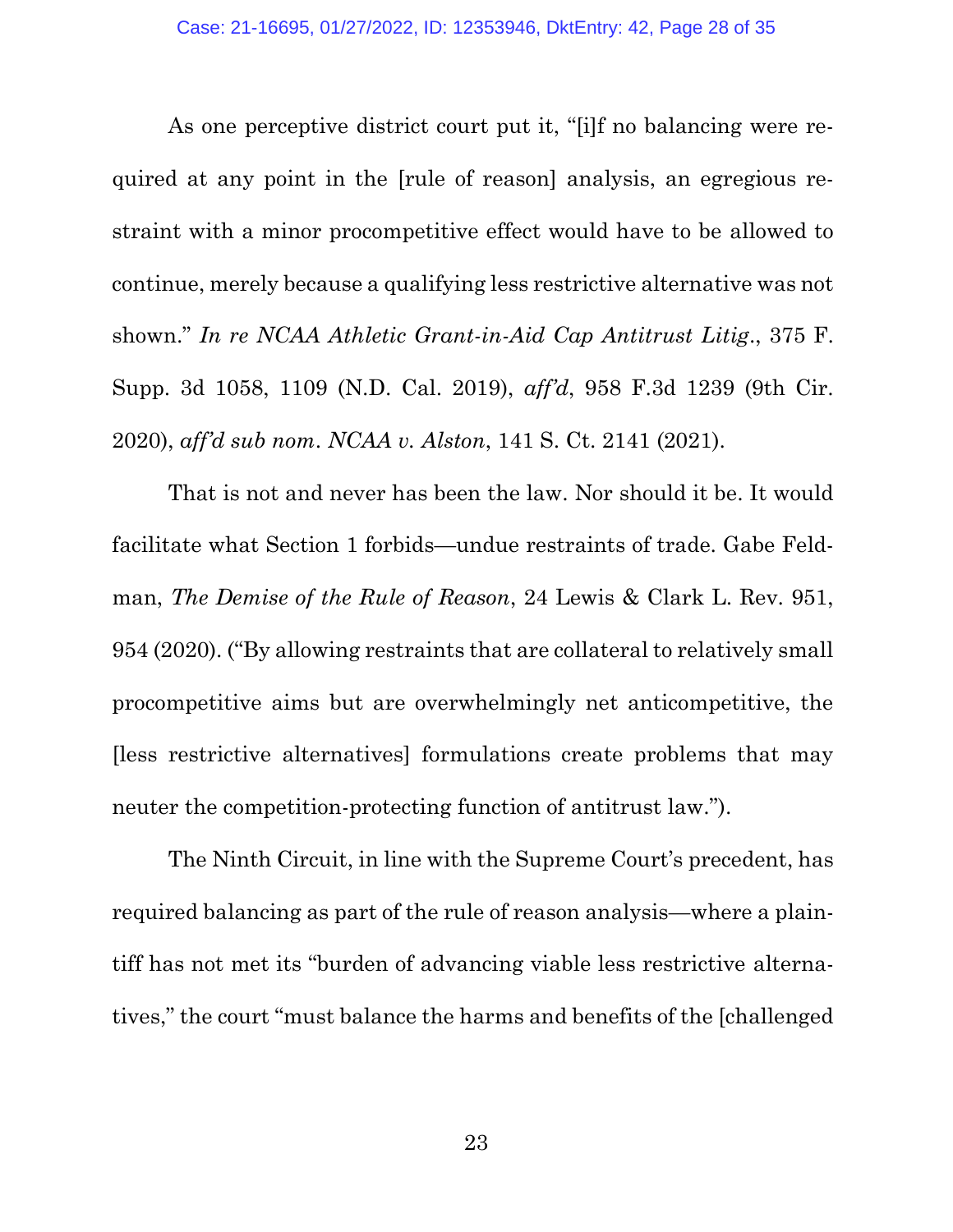As one perceptive district court put it, "[i]f no balancing were required at any point in the [rule of reason] analysis, an egregious restraint with a minor procompetitive effect would have to be allowed to continue, merely because a qualifying less restrictive alternative was not shown." *In re NCAA Athletic Grant-in-Aid Cap Antitrust Litig.*, 375 F. Supp. 3d 1058, 1109 (N.D. Cal. 2019), *aff'd*, 958 F.3d 1239 (9th Cir. 2020), *aff'd sub nom. NCAA v. Alston*, 141 S. Ct. 2141 (2021).

That is not and never has been the law. Nor should it be. It would facilitate what Section 1 forbids—undue restraints of trade. Gabe Feldman, *The Demise of the Rule of Reason*, 24 Lewis & Clark L. Rev. 951, 954 (2020). ("By allowing restraints that are collateral to relatively small procompetitive aims but are overwhelmingly net anticompetitive, the [less restrictive alternatives] formulations create problems that may neuter the competition-protecting function of antitrust law.").

The Ninth Circuit, in line with the Supreme Court's precedent, has required balancing as part of the rule of reason analysis—where a plaintiff has not met its "burden of advancing viable less restrictive alternatives," the court "must balance the harms and benefits of the [challenged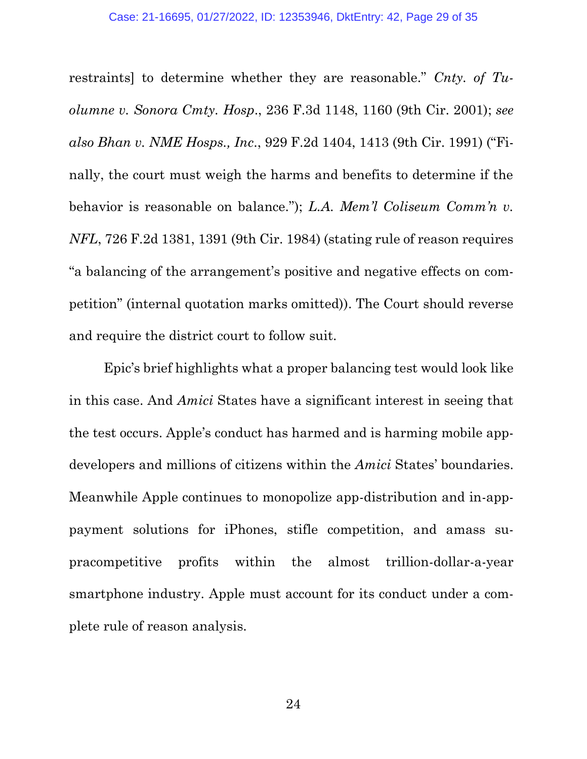restraints] to determine whether they are reasonable." *Cnty. of Tuolumne v. Sonora Cmty. Hosp.*, 236 F.3d 1148, 1160 (9th Cir. 2001); *see also Bhan v. NME Hosps., Inc.*, 929 F.2d 1404, 1413 (9th Cir. 1991) ("Finally, the court must weigh the harms and benefits to determine if the behavior is reasonable on balance."); *L.A. Mem'l Coliseum Comm'n v. NFL*, 726 F.2d 1381, 1391 (9th Cir. 1984) (stating rule of reason requires "a balancing of the arrangement's positive and negative effects on competition" (internal quotation marks omitted)). The Court should reverse and require the district court to follow suit.

Epic's brief highlights what a proper balancing test would look like in this case. And *Amici* States have a significant interest in seeing that the test occurs. Apple's conduct has harmed and is harming mobile app-developers and millions of citizens within the *Amici* States' boundaries. Meanwhile Apple continues to monopolize app-distribution and in-app-payment solutions for iPhones, stifle competition, and amass supracompetitive profits within the almost trillion-dollar-a-year smartphone industry. Apple must account for its conduct under a complete rule of reason analysis.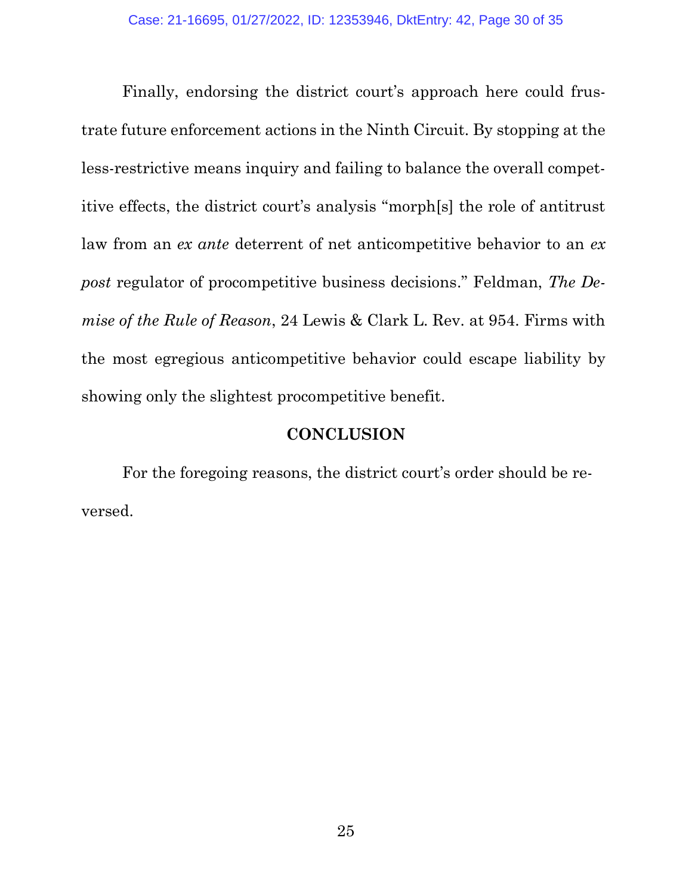Finally, endorsing the district court's approach here could frustrate future enforcement actions in the Ninth Circuit. By stopping at the less-restrictive means inquiry and failing to balance the overall competitive effects, the district court's analysis "morph[s] the role of antitrust law from an *ex ante* deterrent of net anticompetitive behavior to an *ex post* regulator of procompetitive business decisions." Feldman, *The Demise of the Rule of Reason*, 24 Lewis & Clark L. Rev. at 954. Firms with the most egregious anticompetitive behavior could escape liability by showing only the slightest procompetitive benefit.

## CONCLUSION

For the foregoing reasons, the district court's order should be reversed.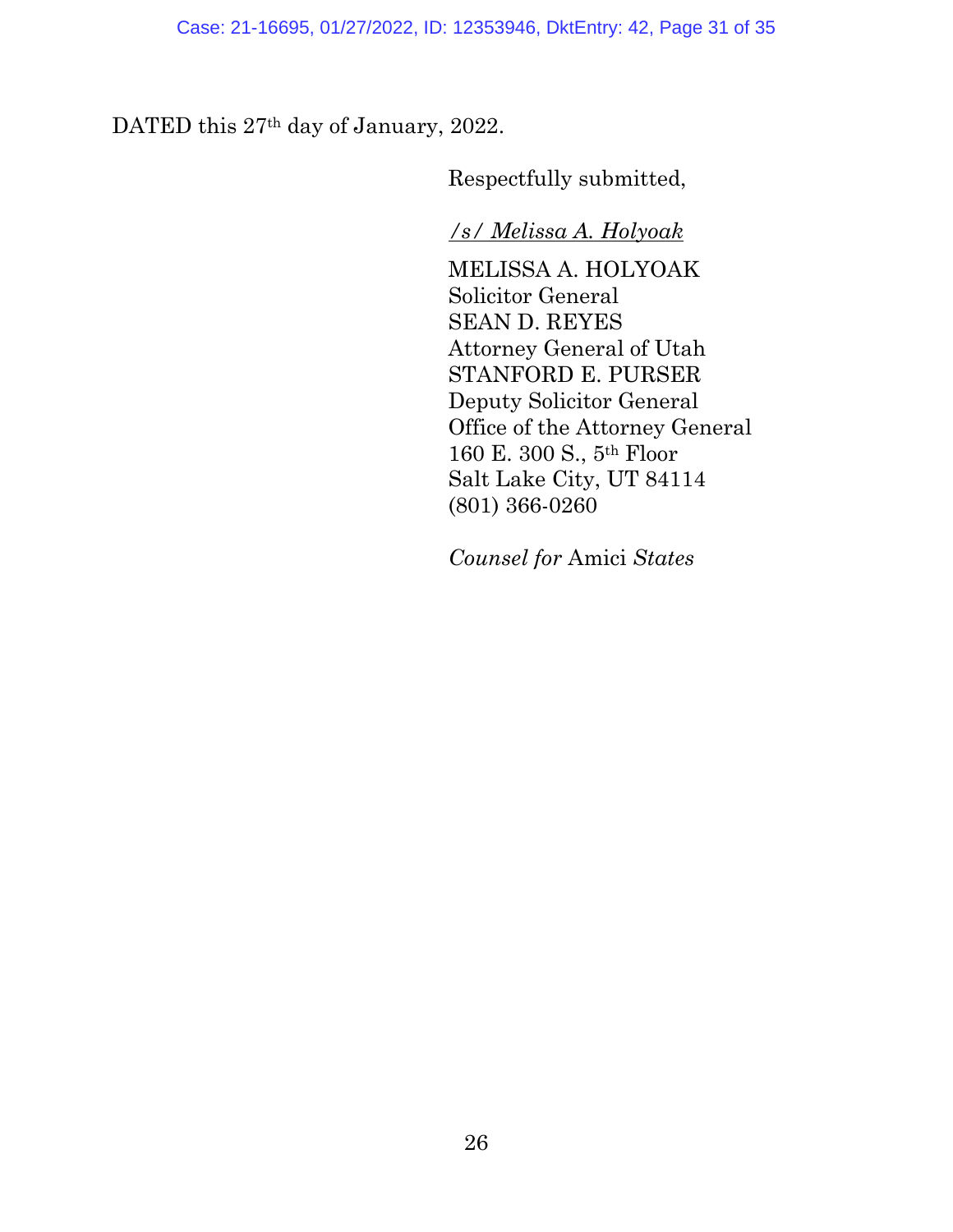DATED this 27th day of January, 2022.

Respectfully submitted,

*/s/ Melissa A. Holyoak*

MELISSA A. HOLYOAK
Solicitor General
SEAN D. REYES
Attorney General of Utah
STANFORD E. PURSER
Deputy Solicitor General
Office of the Attorney General
160 E. 300 S., 5th Floor
Salt Lake City, UT 84114
(801) 366-0260

*Counsel for* Amici *States*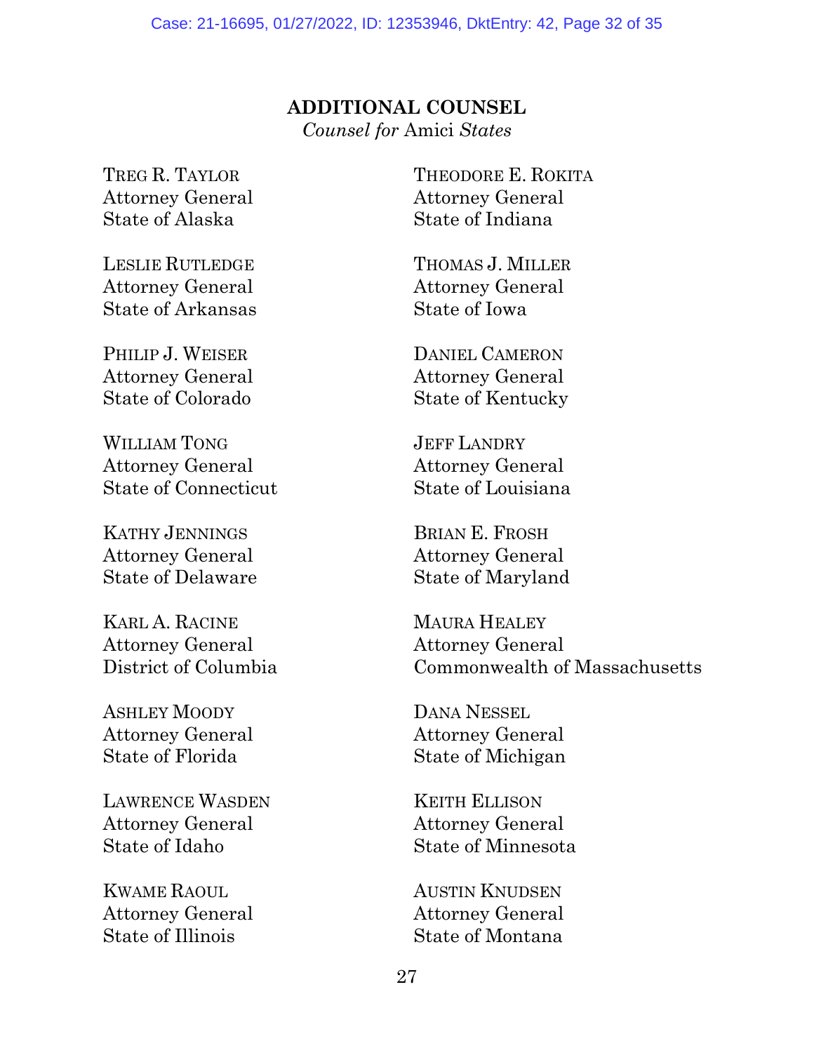**ADDITIONAL COUNSEL**

*Counsel for* Amici *States*

TREG R. TAYLOR
Attorney General
State of Alaska

LESLIE RUTLEDGE
Attorney General
State of Arkansas

PHILIP J. WEISER
Attorney General
State of Colorado

WILLIAM TONG
Attorney General
State of Connecticut

KATHY JENNINGS
Attorney General
State of Delaware

KARL A. RACINE
Attorney General
District of Columbia

ASHLEY MOODY
Attorney General
State of Florida

LAWRENCE WASDEN
Attorney General
State of Idaho

KWAME RAOUL
Attorney General
State of Illinois

THEODORE E. ROKITA
Attorney General
State of Indiana

THOMAS J. MILLER
Attorney General
State of Iowa

DANIEL CAMERON
Attorney General
State of Kentucky

JEFF LANDRY
Attorney General
State of Louisiana

BRIAN E. FROSH
Attorney General
State of Maryland

MAURA HEALEY
Attorney General
Commonwealth of Massachusetts

DANA NESSEL
Attorney General
State of Michigan

KEITH ELLISON
Attorney General
State of Minnesota

AUSTIN KNUDSEN
Attorney General
State of Montana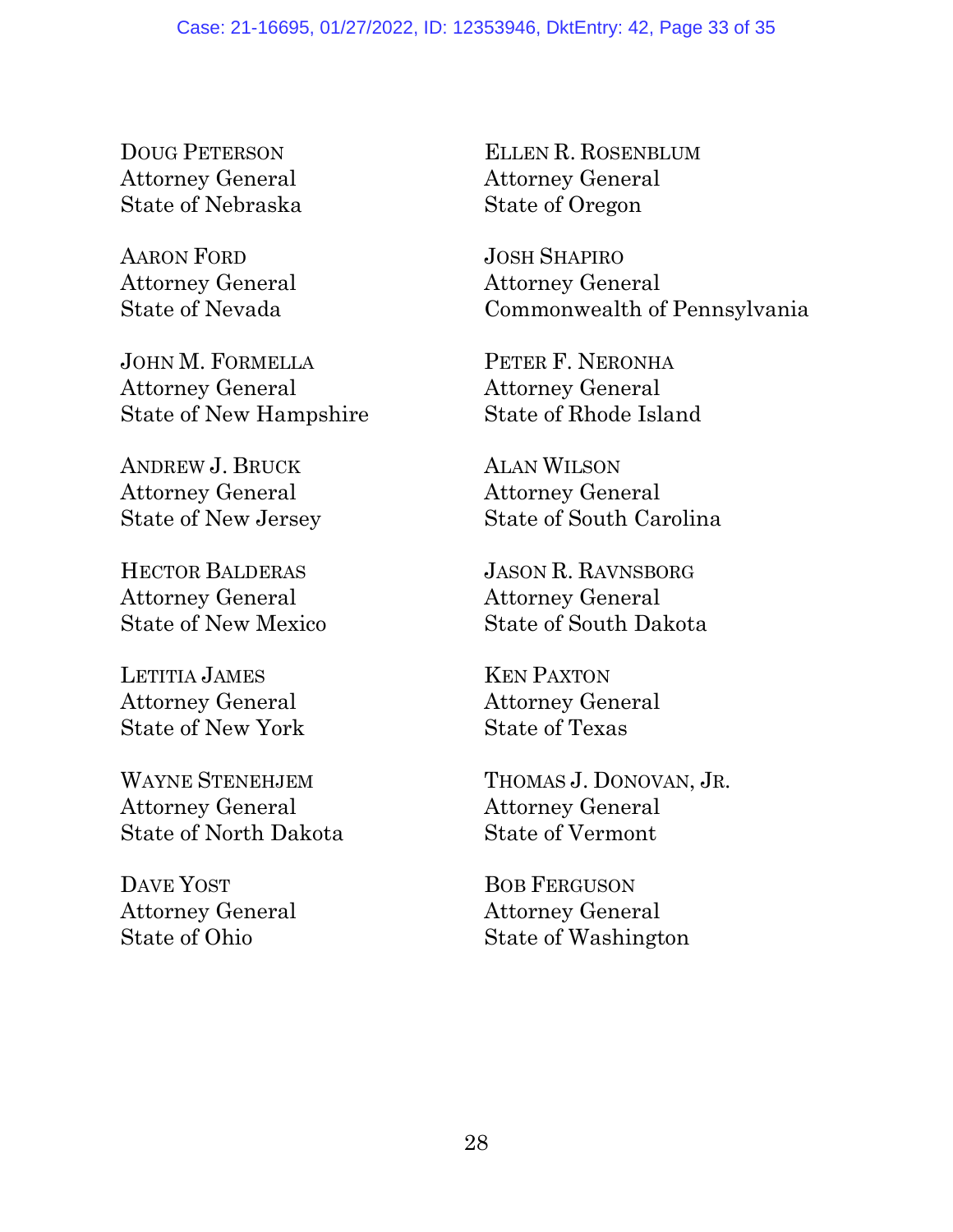DOUG PETERSON
Attorney General
State of Nebraska

AARON FORD
Attorney General
State of Nevada

JOHN M. FORMELLA
Attorney General
State of New Hampshire

ANDREW J. BRUCK
Attorney General
State of New Jersey

HECTOR BALDERAS
Attorney General
State of New Mexico

LETITIA JAMES
Attorney General
State of New York

WAYNE STENEHJEM
Attorney General
State of North Dakota

DAVE YOST
Attorney General
State of Ohio

ELLEN R. ROSENBLUM
Attorney General
State of Oregon

JOSH SHAPIRO
Attorney General
Commonwealth of Pennsylvania

PETER F. NERONHA
Attorney General
State of Rhode Island

ALAN WILSON
Attorney General
State of South Carolina

JASON R. RAVNSBORG
Attorney General
State of South Dakota

KEN PAXTON
Attorney General
State of Texas

THOMAS J. DONOVAN, JR.
Attorney General
State of Vermont

BOB FERGUSON
Attorney General
State of Washington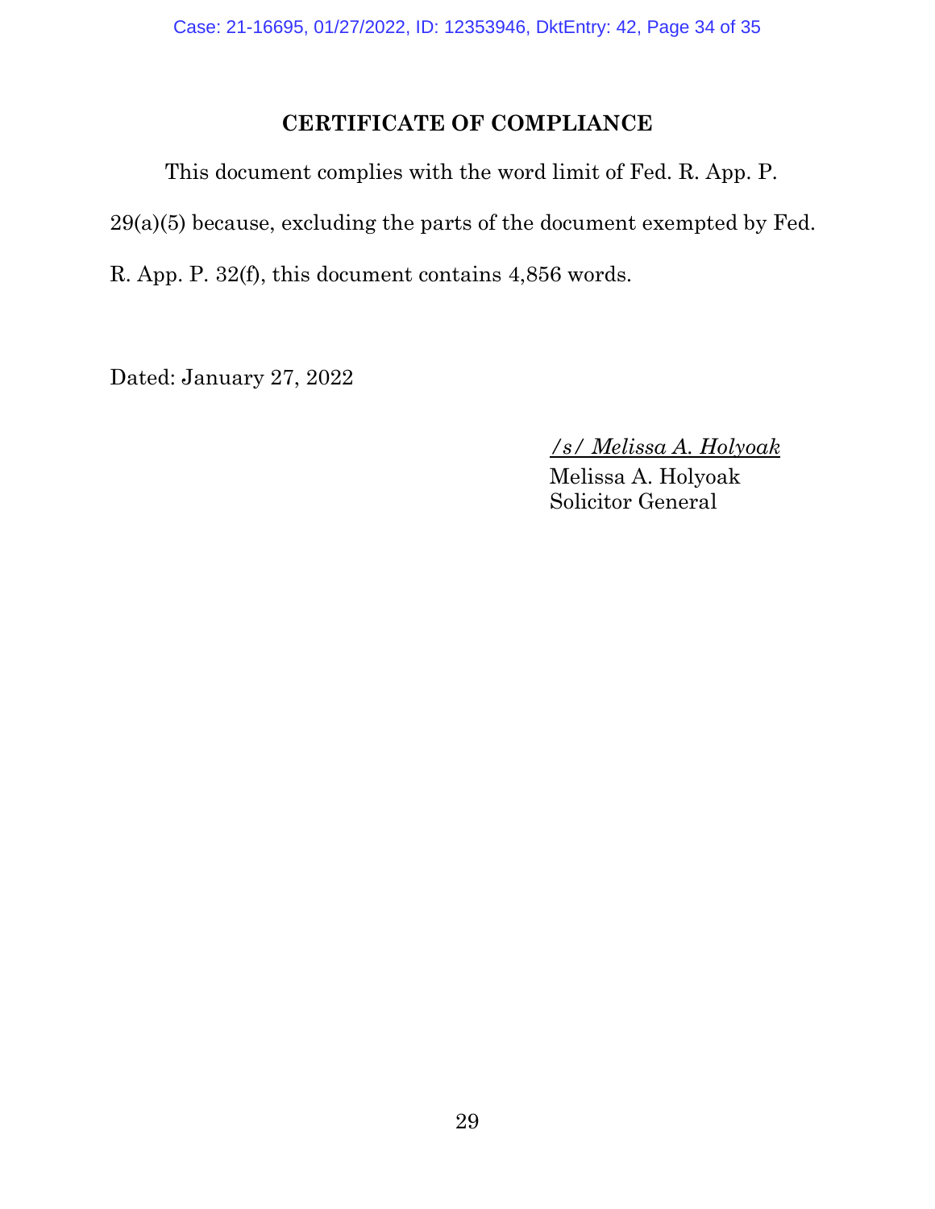## CERTIFICATE OF COMPLIANCE

This document complies with the word limit of Fed. R. App. P. 29(a)(5) because, excluding the parts of the document exempted by Fed. R. App. P. 32(f), this document contains 4,856 words.

Dated: January 27, 2022

*/s/ Melissa A. Holyoak*
Melissa A. Holyoak
Solicitor General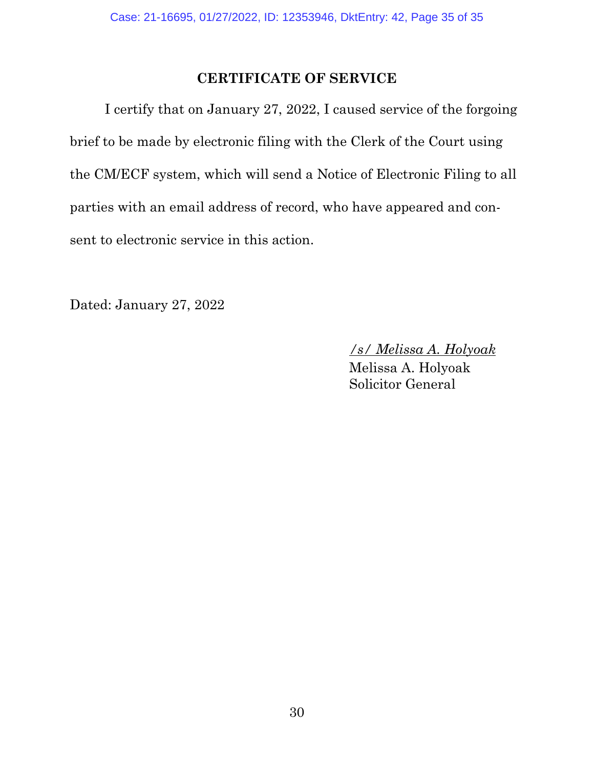## CERTIFICATE OF SERVICE

I certify that on January 27, 2022, I caused service of the forgoing brief to be made by electronic filing with the Clerk of the Court using the CM/ECF system, which will send a Notice of Electronic Filing to all parties with an email address of record, who have appeared and consent to electronic service in this action.

Dated: January 27, 2022

/s/ Melissa A. Holyoak
Melissa A. Holyoak
Solicitor General